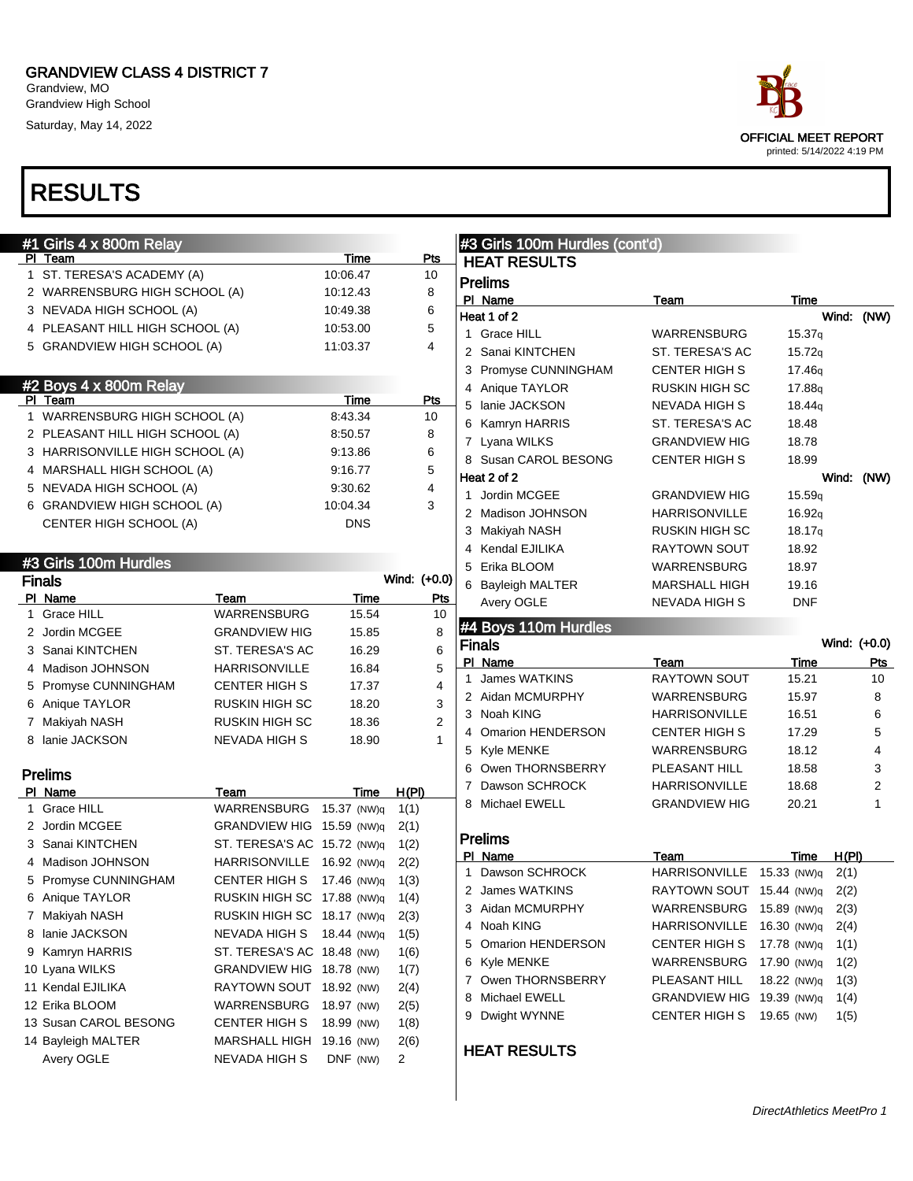GRANDVIEW CLASS 4 DISTRICT 7
Grandview, MO
Grandview High School
Saturday, May 14, 2022

OFFICIAL MEET REPORT
printed: 5/14/2022 4:19 PM

# RESULTS

## #1 Girls 4 x 800m Relay

| Pl | Team | Time | Pts |
|---|---|---|---|
| 1 | ST. TERESA'S ACADEMY (A) | 10:06.47 | 10 |
| 2 | WARRENSBURG HIGH SCHOOL (A) | 10:12.43 | 8 |
| 3 | NEVADA HIGH SCHOOL (A) | 10:49.38 | 6 |
| 4 | PLEASANT HILL HIGH SCHOOL (A) | 10:53.00 | 5 |
| 5 | GRANDVIEW HIGH SCHOOL (A) | 11:03.37 | 4 |

## #2 Boys 4 x 800m Relay

| Pl | Team | Time | Pts |
|---|---|---|---|
| 1 | WARRENSBURG HIGH SCHOOL (A) | 8:43.34 | 10 |
| 2 | PLEASANT HILL HIGH SCHOOL (A) | 8:50.57 | 8 |
| 3 | HARRISONVILLE HIGH SCHOOL (A) | 9:13.86 | 6 |
| 4 | MARSHALL HIGH SCHOOL (A) | 9:16.77 | 5 |
| 5 | NEVADA HIGH SCHOOL (A) | 9:30.62 | 4 |
| 6 | GRANDVIEW HIGH SCHOOL (A) | 10:04.34 | 3 |
| | CENTER HIGH SCHOOL (A) | DNS | |

## #3 Girls 100m Hurdles

### Finals

Wind: (+0.0)

| Pl | Name | Team | Time | Pts |
|---|---|---|---|---|
| 1 | Grace HILL | WARRENSBURG | 15.54 | 10 |
| 2 | Jordin MCGEE | GRANDVIEW HIG | 15.85 | 8 |
| 3 | Sanai KINTCHEN | ST. TERESA'S AC | 16.29 | 6 |
| 4 | Madison JOHNSON | HARRISONVILLE | 16.84 | 5 |
| 5 | Promyse CUNNINGHAM | CENTER HIGH S | 17.37 | 4 |
| 6 | Anique TAYLOR | RUSKIN HIGH SC | 18.20 | 3 |
| 7 | Makiyah NASH | RUSKIN HIGH SC | 18.36 | 2 |
| 8 | Ianie JACKSON | NEVADA HIGH S | 18.90 | 1 |

### Prelims

| Pl | Name | Team | Time | H(Pl) |
|---|---|---|---|---|
| 1 | Grace HILL | WARRENSBURG | 15.37 (NW)q | 1(1) |
| 2 | Jordin MCGEE | GRANDVIEW HIG | 15.59 (NW)q | 2(1) |
| 3 | Sanai KINTCHEN | ST. TERESA'S AC | 15.72 (NW)q | 1(2) |
| 4 | Madison JOHNSON | HARRISONVILLE | 16.92 (NW)q | 2(2) |
| 5 | Promyse CUNNINGHAM | CENTER HIGH S | 17.46 (NW)q | 1(3) |
| 6 | Anique TAYLOR | RUSKIN HIGH SC | 17.88 (NW)q | 1(4) |
| 7 | Makiyah NASH | RUSKIN HIGH SC | 18.17 (NW)q | 2(3) |
| 8 | Ianie JACKSON | NEVADA HIGH S | 18.44 (NW)q | 1(5) |
| 9 | Kamryn HARRIS | ST. TERESA'S AC | 18.48 (NW) | 1(6) |
| 10 | Lyana WILKS | GRANDVIEW HIG | 18.78 (NW) | 1(7) |
| 11 | Kendal EJILIKA | RAYTOWN SOUT | 18.92 (NW) | 2(4) |
| 12 | Erika BLOOM | WARRENSBURG | 18.97 (NW) | 2(5) |
| 13 | Susan CAROL BESONG | CENTER HIGH S | 18.99 (NW) | 1(8) |
| 14 | Bayleigh MALTER | MARSHALL HIGH | 19.16 (NW) | 2(6) |
| | Avery OGLE | NEVADA HIGH S | DNF (NW) | 2 |

## #3 Girls 100m Hurdles (cont'd)

### HEAT RESULTS

### Prelims

**Heat 1 of 2** — Wind: (NW)

| Pl | Name | Team | Time |
|---|---|---|---|
| 1 | Grace HILL | WARRENSBURG | 15.37q |
| 2 | Sanai KINTCHEN | ST. TERESA'S AC | 15.72q |
| 3 | Promyse CUNNINGHAM | CENTER HIGH S | 17.46q |
| 4 | Anique TAYLOR | RUSKIN HIGH SC | 17.88q |
| 5 | Ianie JACKSON | NEVADA HIGH S | 18.44q |
| 6 | Kamryn HARRIS | ST. TERESA'S AC | 18.48 |
| 7 | Lyana WILKS | GRANDVIEW HIG | 18.78 |
| 8 | Susan CAROL BESONG | CENTER HIGH S | 18.99 |

**Heat 2 of 2** — Wind: (NW)

| Pl | Name | Team | Time |
|---|---|---|---|
| 1 | Jordin MCGEE | GRANDVIEW HIG | 15.59q |
| 2 | Madison JOHNSON | HARRISONVILLE | 16.92q |
| 3 | Makiyah NASH | RUSKIN HIGH SC | 18.17q |
| 4 | Kendal EJILIKA | RAYTOWN SOUT | 18.92 |
| 5 | Erika BLOOM | WARRENSBURG | 18.97 |
| 6 | Bayleigh MALTER | MARSHALL HIGH | 19.16 |
| | Avery OGLE | NEVADA HIGH S | DNF |

## #4 Boys 110m Hurdles

### Finals

Wind: (+0.0)

| Pl | Name | Team | Time | Pts |
|---|---|---|---|---|
| 1 | James WATKINS | RAYTOWN SOUT | 15.21 | 10 |
| 2 | Aidan MCMURPHY | WARRENSBURG | 15.97 | 8 |
| 3 | Noah KING | HARRISONVILLE | 16.51 | 6 |
| 4 | Omarion HENDERSON | CENTER HIGH S | 17.29 | 5 |
| 5 | Kyle MENKE | WARRENSBURG | 18.12 | 4 |
| 6 | Owen THORNSBERRY | PLEASANT HILL | 18.58 | 3 |
| 7 | Dawson SCHROCK | HARRISONVILLE | 18.68 | 2 |
| 8 | Michael EWELL | GRANDVIEW HIG | 20.21 | 1 |

### Prelims

| Pl | Name | Team | Time | H(Pl) |
|---|---|---|---|---|
| 1 | Dawson SCHROCK | HARRISONVILLE | 15.33 (NW)q | 2(1) |
| 2 | James WATKINS | RAYTOWN SOUT | 15.44 (NW)q | 2(2) |
| 3 | Aidan MCMURPHY | WARRENSBURG | 15.89 (NW)q | 2(3) |
| 4 | Noah KING | HARRISONVILLE | 16.30 (NW)q | 2(4) |
| 5 | Omarion HENDERSON | CENTER HIGH S | 17.78 (NW)q | 1(1) |
| 6 | Kyle MENKE | WARRENSBURG | 17.90 (NW)q | 1(2) |
| 7 | Owen THORNSBERRY | PLEASANT HILL | 18.22 (NW)q | 1(3) |
| 8 | Michael EWELL | GRANDVIEW HIG | 19.39 (NW)q | 1(4) |
| 9 | Dwight WYNNE | CENTER HIGH S | 19.65 (NW) | 1(5) |

### HEAT RESULTS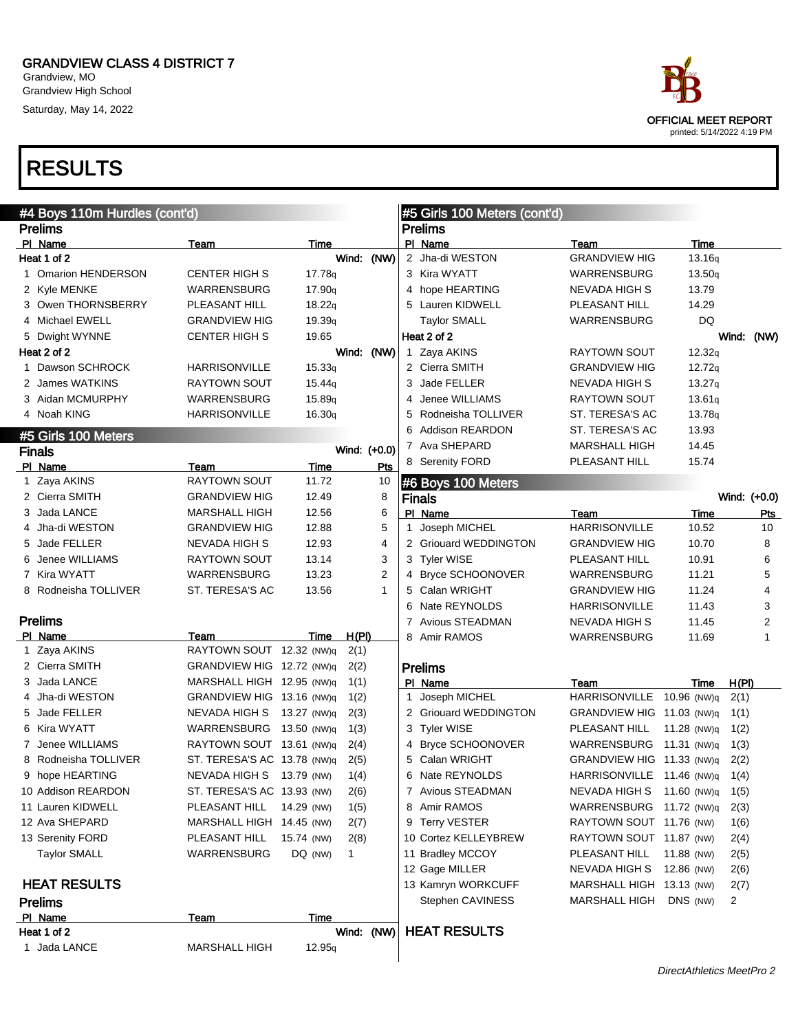## #4 Boys 110m Hurdles (cont'd)

### Prelims

| Pl | Name | Team | Time |
|---|---|---|---|
| **Heat 1 of 2** | | | **Wind: (NW)** |
| 1 | Omarion HENDERSON | CENTER HIGH S | 17.78q |
| 2 | Kyle MENKE | WARRENSBURG | 17.90q |
| 3 | Owen THORNSBERRY | PLEASANT HILL | 18.22q |
| 4 | Michael EWELL | GRANDVIEW HIG | 19.39q |
| 5 | Dwight WYNNE | CENTER HIGH S | 19.65 |
| **Heat 2 of 2** | | | **Wind: (NW)** |
| 1 | Dawson SCHROCK | HARRISONVILLE | 15.33q |
| 2 | James WATKINS | RAYTOWN SOUT | 15.44q |
| 3 | Aidan MCMURPHY | WARRENSBURG | 15.89q |
| 4 | Noah KING | HARRISONVILLE | 16.30q |

## #5 Girls 100 Meters

### Finals

Wind: (+0.0)

| Pl | Name | Team | Time | Pts |
|---|---|---|---|---|
| 1 | Zaya AKINS | RAYTOWN SOUT | 11.72 | 10 |
| 2 | Cierra SMITH | GRANDVIEW HIG | 12.49 | 8 |
| 3 | Jada LANCE | MARSHALL HIGH | 12.56 | 6 |
| 4 | Jha-di WESTON | GRANDVIEW HIG | 12.88 | 5 |
| 5 | Jade FELLER | NEVADA HIGH S | 12.93 | 4 |
| 6 | Jenee WILLIAMS | RAYTOWN SOUT | 13.14 | 3 |
| 7 | Kira WYATT | WARRENSBURG | 13.23 | 2 |
| 8 | Rodneisha TOLLIVER | ST. TERESA'S AC | 13.56 | 1 |

### Prelims

| Pl | Name | Team | Time | H(Pl) |
|---|---|---|---|---|
| 1 | Zaya AKINS | RAYTOWN SOUT | 12.32 (NW)q | 2(1) |
| 2 | Cierra SMITH | GRANDVIEW HIG | 12.72 (NW)q | 2(2) |
| 3 | Jada LANCE | MARSHALL HIGH | 12.95 (NW)q | 1(1) |
| 4 | Jha-di WESTON | GRANDVIEW HIG | 13.16 (NW)q | 1(2) |
| 5 | Jade FELLER | NEVADA HIGH S | 13.27 (NW)q | 2(3) |
| 6 | Kira WYATT | WARRENSBURG | 13.50 (NW)q | 1(3) |
| 7 | Jenee WILLIAMS | RAYTOWN SOUT | 13.61 (NW)q | 2(4) |
| 8 | Rodneisha TOLLIVER | ST. TERESA'S AC | 13.78 (NW)q | 2(5) |
| 9 | hope HEARTING | NEVADA HIGH S | 13.79 (NW) | 1(4) |
| 10 | Addison REARDON | ST. TERESA'S AC | 13.93 (NW) | 2(6) |
| 11 | Lauren KIDWELL | PLEASANT HILL | 14.29 (NW) | 1(5) |
| 12 | Ava SHEPARD | MARSHALL HIGH | 14.45 (NW) | 2(7) |
| 13 | Serenity FORD | PLEASANT HILL | 15.74 (NW) | 2(8) |
| | Taylor SMALL | WARRENSBURG | DQ (NW) | 1 |

### HEAT RESULTS

### Prelims

| Pl | Name | Team | Time |
|---|---|---|---|
| **Heat 1 of 2** | | | **Wind: (NW)** |
| 1 | Jada LANCE | MARSHALL HIGH | 12.95q |
| 2 | Jha-di WESTON | GRANDVIEW HIG | 13.16q |
| 3 | Kira WYATT | WARRENSBURG | 13.50q |
| 4 | hope HEARTING | NEVADA HIGH S | 13.79 |
| 5 | Lauren KIDWELL | PLEASANT HILL | 14.29 |
| | Taylor SMALL | WARRENSBURG | DQ |
| **Heat 2 of 2** | | | **Wind: (NW)** |
| 1 | Zaya AKINS | RAYTOWN SOUT | 12.32q |
| 2 | Cierra SMITH | GRANDVIEW HIG | 12.72q |
| 3 | Jade FELLER | NEVADA HIGH S | 13.27q |
| 4 | Jenee WILLIAMS | RAYTOWN SOUT | 13.61q |
| 5 | Rodneisha TOLLIVER | ST. TERESA'S AC | 13.78q |
| 6 | Addison REARDON | ST. TERESA'S AC | 13.93 |
| 7 | Ava SHEPARD | MARSHALL HIGH | 14.45 |
| 8 | Serenity FORD | PLEASANT HILL | 15.74 |

## #6 Boys 100 Meters

### Finals

Wind: (+0.0)

| Pl | Name | Team | Time | Pts |
|---|---|---|---|---|
| 1 | Joseph MICHEL | HARRISONVILLE | 10.52 | 10 |
| 2 | Griouard WEDDINGTON | GRANDVIEW HIG | 10.70 | 8 |
| 3 | Tyler WISE | PLEASANT HILL | 10.91 | 6 |
| 4 | Bryce SCHOONOVER | WARRENSBURG | 11.21 | 5 |
| 5 | Calan WRIGHT | GRANDVIEW HIG | 11.24 | 4 |
| 6 | Nate REYNOLDS | HARRISONVILLE | 11.43 | 3 |
| 7 | Avious STEADMAN | NEVADA HIGH S | 11.45 | 2 |
| 8 | Amir RAMOS | WARRENSBURG | 11.69 | 1 |

### Prelims

| Pl | Name | Team | Time | H(Pl) |
|---|---|---|---|---|
| 1 | Joseph MICHEL | HARRISONVILLE | 10.96 (NW)q | 2(1) |
| 2 | Griouard WEDDINGTON | GRANDVIEW HIG | 11.03 (NW)q | 1(1) |
| 3 | Tyler WISE | PLEASANT HILL | 11.28 (NW)q | 1(2) |
| 4 | Bryce SCHOONOVER | WARRENSBURG | 11.31 (NW)q | 1(3) |
| 5 | Calan WRIGHT | GRANDVIEW HIG | 11.33 (NW)q | 2(2) |
| 6 | Nate REYNOLDS | HARRISONVILLE | 11.46 (NW)q | 1(4) |
| 7 | Avious STEADMAN | NEVADA HIGH S | 11.60 (NW)q | 1(5) |
| 8 | Amir RAMOS | WARRENSBURG | 11.72 (NW)q | 2(3) |
| 9 | Terry VESTER | RAYTOWN SOUT | 11.76 (NW) | 1(6) |
| 10 | Cortez KELLEYBREW | RAYTOWN SOUT | 11.87 (NW) | 2(4) |
| 11 | Bradley MCCOY | PLEASANT HILL | 11.88 (NW) | 2(5) |
| 12 | Gage MILLER | NEVADA HIGH S | 12.86 (NW) | 2(6) |
| 13 | Kamryn WORKCUFF | MARSHALL HIGH | 13.13 (NW) | 2(7) |
| | Stephen CAVINESS | MARSHALL HIGH | DNS (NW) | 2 |

### HEAT RESULTS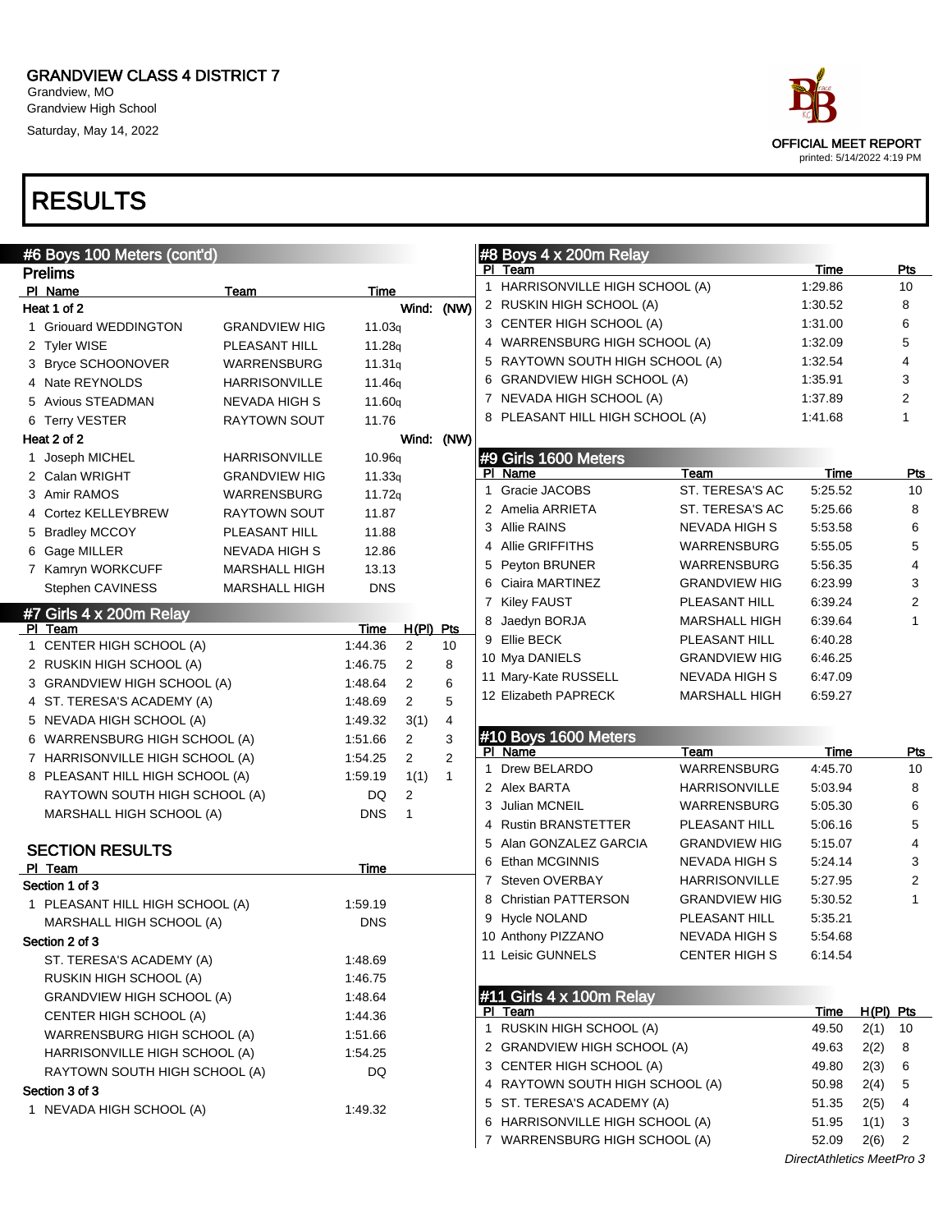GRANDVIEW CLASS 4 DISTRICT 7
Grandview, MO
Grandview High School
Saturday, May 14, 2022

OFFICIAL MEET REPORT
printed: 5/14/2022 4:19 PM

# RESULTS

## #6 Boys 100 Meters (cont'd)

### Prelims

**Heat 1 of 2** Wind: (NW)

| Pl | Name | Team | Time |
|---|---|---|---|
| 1 | Griouard WEDDINGTON | GRANDVIEW HIG | 11.03q |
| 2 | Tyler WISE | PLEASANT HILL | 11.28q |
| 3 | Bryce SCHOONOVER | WARRENSBURG | 11.31q |
| 4 | Nate REYNOLDS | HARRISONVILLE | 11.46q |
| 5 | Avious STEADMAN | NEVADA HIGH S | 11.60q |
| 6 | Terry VESTER | RAYTOWN SOUT | 11.76 |

**Heat 2 of 2** Wind: (NW)

| Pl | Name | Team | Time |
|---|---|---|---|
| 1 | Joseph MICHEL | HARRISONVILLE | 10.96q |
| 2 | Calan WRIGHT | GRANDVIEW HIG | 11.33q |
| 3 | Amir RAMOS | WARRENSBURG | 11.72q |
| 4 | Cortez KELLEYBREW | RAYTOWN SOUT | 11.87 |
| 5 | Bradley MCCOY | PLEASANT HILL | 11.88 |
| 6 | Gage MILLER | NEVADA HIGH S | 12.86 |
| 7 | Kamryn WORKCUFF | MARSHALL HIGH | 13.13 |
| | Stephen CAVINESS | MARSHALL HIGH | DNS |

## #7 Girls 4 x 200m Relay

| Pl | Team | Time | H(Pl) | Pts |
|---|---|---|---|---|
| 1 | CENTER HIGH SCHOOL (A) | 1:44.36 | 2 | 10 |
| 2 | RUSKIN HIGH SCHOOL (A) | 1:46.75 | 2 | 8 |
| 3 | GRANDVIEW HIGH SCHOOL (A) | 1:48.64 | 2 | 6 |
| 4 | ST. TERESA'S ACADEMY (A) | 1:48.69 | 2 | 5 |
| 5 | NEVADA HIGH SCHOOL (A) | 1:49.32 | 3(1) | 4 |
| 6 | WARRENSBURG HIGH SCHOOL (A) | 1:51.66 | 2 | 3 |
| 7 | HARRISONVILLE HIGH SCHOOL (A) | 1:54.25 | 2 | 2 |
| 8 | PLEASANT HILL HIGH SCHOOL (A) | 1:59.19 | 1(1) | 1 |
| | RAYTOWN SOUTH HIGH SCHOOL (A) | DQ | 2 | |
| | MARSHALL HIGH SCHOOL (A) | DNS | 1 | |

### SECTION RESULTS

**Section 1 of 3**

| Pl | Team | Time |
|---|---|---|
| 1 | PLEASANT HILL HIGH SCHOOL (A) | 1:59.19 |
| | MARSHALL HIGH SCHOOL (A) | DNS |

**Section 2 of 3**

| Pl | Team | Time |
|---|---|---|
| | ST. TERESA'S ACADEMY (A) | 1:48.69 |
| | RUSKIN HIGH SCHOOL (A) | 1:46.75 |
| | GRANDVIEW HIGH SCHOOL (A) | 1:48.64 |
| | CENTER HIGH SCHOOL (A) | 1:44.36 |
| | WARRENSBURG HIGH SCHOOL (A) | 1:51.66 |
| | HARRISONVILLE HIGH SCHOOL (A) | 1:54.25 |
| | RAYTOWN SOUTH HIGH SCHOOL (A) | DQ |

**Section 3 of 3**

| Pl | Team | Time |
|---|---|---|
| 1 | NEVADA HIGH SCHOOL (A) | 1:49.32 |

## #8 Boys 4 x 200m Relay

| Pl | Team | Time | Pts |
|---|---|---|---|
| 1 | HARRISONVILLE HIGH SCHOOL (A) | 1:29.86 | 10 |
| 2 | RUSKIN HIGH SCHOOL (A) | 1:30.52 | 8 |
| 3 | CENTER HIGH SCHOOL (A) | 1:31.00 | 6 |
| 4 | WARRENSBURG HIGH SCHOOL (A) | 1:32.09 | 5 |
| 5 | RAYTOWN SOUTH HIGH SCHOOL (A) | 1:32.54 | 4 |
| 6 | GRANDVIEW HIGH SCHOOL (A) | 1:35.91 | 3 |
| 7 | NEVADA HIGH SCHOOL (A) | 1:37.89 | 2 |
| 8 | PLEASANT HILL HIGH SCHOOL (A) | 1:41.68 | 1 |

## #9 Girls 1600 Meters

| Pl | Name | Team | Time | Pts |
|---|---|---|---|---|
| 1 | Gracie JACOBS | ST. TERESA'S AC | 5:25.52 | 10 |
| 2 | Amelia ARRIETA | ST. TERESA'S AC | 5:25.66 | 8 |
| 3 | Allie RAINS | NEVADA HIGH S | 5:53.58 | 6 |
| 4 | Allie GRIFFITHS | WARRENSBURG | 5:55.05 | 5 |
| 5 | Peyton BRUNER | WARRENSBURG | 5:56.35 | 4 |
| 6 | Ciaira MARTINEZ | GRANDVIEW HIG | 6:23.99 | 3 |
| 7 | Kiley FAUST | PLEASANT HILL | 6:39.24 | 2 |
| 8 | Jaedyn BORJA | MARSHALL HIGH | 6:39.64 | 1 |
| 9 | Ellie BECK | PLEASANT HILL | 6:40.28 | |
| 10 | Mya DANIELS | GRANDVIEW HIG | 6:46.25 | |
| 11 | Mary-Kate RUSSELL | NEVADA HIGH S | 6:47.09 | |
| 12 | Elizabeth PAPRECK | MARSHALL HIGH | 6:59.27 | |

## #10 Boys 1600 Meters

| Pl | Name | Team | Time | Pts |
|---|---|---|---|---|
| 1 | Drew BELARDO | WARRENSBURG | 4:45.70 | 10 |
| 2 | Alex BARTA | HARRISONVILLE | 5:03.94 | 8 |
| 3 | Julian MCNEIL | WARRENSBURG | 5:05.30 | 6 |
| 4 | Rustin BRANSTETTER | PLEASANT HILL | 5:06.16 | 5 |
| 5 | Alan GONZALEZ GARCIA | GRANDVIEW HIG | 5:15.07 | 4 |
| 6 | Ethan MCGINNIS | NEVADA HIGH S | 5:24.14 | 3 |
| 7 | Steven OVERBAY | HARRISONVILLE | 5:27.95 | 2 |
| 8 | Christian PATTERSON | GRANDVIEW HIG | 5:30.52 | 1 |
| 9 | Hycle NOLAND | PLEASANT HILL | 5:35.21 | |
| 10 | Anthony PIZZANO | NEVADA HIGH S | 5:54.68 | |
| 11 | Leisic GUNNELS | CENTER HIGH S | 6:14.54 | |

## #11 Girls 4 x 100m Relay

| Pl | Team | Time | H(Pl) | Pts |
|---|---|---|---|---|
| 1 | RUSKIN HIGH SCHOOL (A) | 49.50 | 2(1) | 10 |
| 2 | GRANDVIEW HIGH SCHOOL (A) | 49.63 | 2(2) | 8 |
| 3 | CENTER HIGH SCHOOL (A) | 49.80 | 2(3) | 6 |
| 4 | RAYTOWN SOUTH HIGH SCHOOL (A) | 50.98 | 2(4) | 5 |
| 5 | ST. TERESA'S ACADEMY (A) | 51.35 | 2(5) | 4 |
| 6 | HARRISONVILLE HIGH SCHOOL (A) | 51.95 | 1(1) | 3 |
| 7 | WARRENSBURG HIGH SCHOOL (A) | 52.09 | 2(6) | 2 |

DirectAthletics MeetPro 3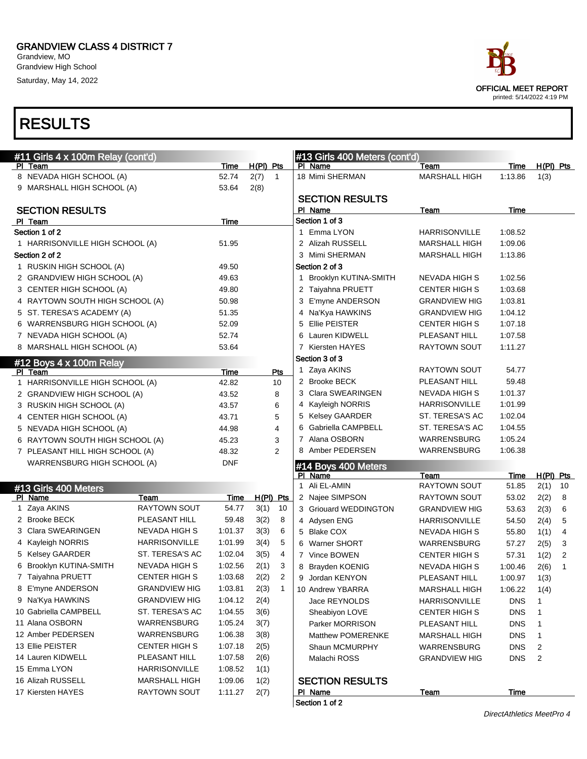# GRANDVIEW CLASS 4 DISTRICT 7

Grandview, MO
Grandview High School
Saturday, May 14, 2022

OFFICIAL MEET REPORT
printed: 5/14/2022 4:19 PM

# RESULTS

## #11 Girls 4 x 100m Relay (cont'd)

| Pl | Team | Time | H(Pl) | Pts |
|---|---|---|---|---|
| 8 | NEVADA HIGH SCHOOL (A) | 52.74 | 2(7) | 1 |
| 9 | MARSHALL HIGH SCHOOL (A) | 53.64 | 2(8) | |

### SECTION RESULTS

| Pl | Team | Time |
|---|---|---|
| **Section 1 of 2** | | |
| 1 | HARRISONVILLE HIGH SCHOOL (A) | 51.95 |
| **Section 2 of 2** | | |
| 1 | RUSKIN HIGH SCHOOL (A) | 49.50 |
| 2 | GRANDVIEW HIGH SCHOOL (A) | 49.63 |
| 3 | CENTER HIGH SCHOOL (A) | 49.80 |
| 4 | RAYTOWN SOUTH HIGH SCHOOL (A) | 50.98 |
| 5 | ST. TERESA'S ACADEMY (A) | 51.35 |
| 6 | WARRENSBURG HIGH SCHOOL (A) | 52.09 |
| 7 | NEVADA HIGH SCHOOL (A) | 52.74 |
| 8 | MARSHALL HIGH SCHOOL (A) | 53.64 |

## #12 Boys 4 x 100m Relay

| Pl | Team | Time | Pts |
|---|---|---|---|
| 1 | HARRISONVILLE HIGH SCHOOL (A) | 42.82 | 10 |
| 2 | GRANDVIEW HIGH SCHOOL (A) | 43.52 | 8 |
| 3 | RUSKIN HIGH SCHOOL (A) | 43.57 | 6 |
| 4 | CENTER HIGH SCHOOL (A) | 43.71 | 5 |
| 5 | NEVADA HIGH SCHOOL (A) | 44.98 | 4 |
| 6 | RAYTOWN SOUTH HIGH SCHOOL (A) | 45.23 | 3 |
| 7 | PLEASANT HILL HIGH SCHOOL (A) | 48.32 | 2 |
| | WARRENSBURG HIGH SCHOOL (A) | DNF | |

## #13 Girls 400 Meters

| Pl | Name | Team | Time | H(Pl) | Pts |
|---|---|---|---|---|---|
| 1 | Zaya AKINS | RAYTOWN SOUT | 54.77 | 3(1) | 10 |
| 2 | Brooke BECK | PLEASANT HILL | 59.48 | 3(2) | 8 |
| 3 | Clara SWEARINGEN | NEVADA HIGH S | 1:01.37 | 3(3) | 6 |
| 4 | Kayleigh NORRIS | HARRISONVILLE | 1:01.99 | 3(4) | 5 |
| 5 | Kelsey GAARDER | ST. TERESA'S AC | 1:02.04 | 3(5) | 4 |
| 6 | Brooklyn KUTINA-SMITH | NEVADA HIGH S | 1:02.56 | 2(1) | 3 |
| 7 | Taiyahna PRUETT | CENTER HIGH S | 1:03.68 | 2(2) | 2 |
| 8 | E'myne ANDERSON | GRANDVIEW HIG | 1:03.81 | 2(3) | 1 |
| 9 | Na'Kya HAWKINS | GRANDVIEW HIG | 1:04.12 | 2(4) | |
| 10 | Gabriella CAMPBELL | ST. TERESA'S AC | 1:04.55 | 3(6) | |
| 11 | Alana OSBORN | WARRENSBURG | 1:05.24 | 3(7) | |
| 12 | Amber PEDERSEN | WARRENSBURG | 1:06.38 | 3(8) | |
| 13 | Ellie PEISTER | CENTER HIGH S | 1:07.18 | 2(5) | |
| 14 | Lauren KIDWELL | PLEASANT HILL | 1:07.58 | 2(6) | |
| 15 | Emma LYON | HARRISONVILLE | 1:08.52 | 1(1) | |
| 16 | Alizah RUSSELL | MARSHALL HIGH | 1:09.06 | 1(2) | |
| 17 | Kiersten HAYES | RAYTOWN SOUT | 1:11.27 | 2(7) | |
| 18 | Mimi SHERMAN | MARSHALL HIGH | 1:13.86 | 1(3) | |

### SECTION RESULTS

| Pl | Name | Team | Time |
|---|---|---|---|
| **Section 1 of 3** | | | |
| 1 | Emma LYON | HARRISONVILLE | 1:08.52 |
| 2 | Alizah RUSSELL | MARSHALL HIGH | 1:09.06 |
| 3 | Mimi SHERMAN | MARSHALL HIGH | 1:13.86 |
| **Section 2 of 3** | | | |
| 1 | Brooklyn KUTINA-SMITH | NEVADA HIGH S | 1:02.56 |
| 2 | Taiyahna PRUETT | CENTER HIGH S | 1:03.68 |
| 3 | E'myne ANDERSON | GRANDVIEW HIG | 1:03.81 |
| 4 | Na'Kya HAWKINS | GRANDVIEW HIG | 1:04.12 |
| 5 | Ellie PEISTER | CENTER HIGH S | 1:07.18 |
| 6 | Lauren KIDWELL | PLEASANT HILL | 1:07.58 |
| 7 | Kiersten HAYES | RAYTOWN SOUT | 1:11.27 |
| **Section 3 of 3** | | | |
| 1 | Zaya AKINS | RAYTOWN SOUT | 54.77 |
| 2 | Brooke BECK | PLEASANT HILL | 59.48 |
| 3 | Clara SWEARINGEN | NEVADA HIGH S | 1:01.37 |
| 4 | Kayleigh NORRIS | HARRISONVILLE | 1:01.99 |
| 5 | Kelsey GAARDER | ST. TERESA'S AC | 1:02.04 |
| 6 | Gabriella CAMPBELL | ST. TERESA'S AC | 1:04.55 |
| 7 | Alana OSBORN | WARRENSBURG | 1:05.24 |
| 8 | Amber PEDERSEN | WARRENSBURG | 1:06.38 |

## #14 Boys 400 Meters

| Pl | Name | Team | Time | H(Pl) | Pts |
|---|---|---|---|---|---|
| 1 | Ali EL-AMIN | RAYTOWN SOUT | 51.85 | 2(1) | 10 |
| 2 | Najee SIMPSON | RAYTOWN SOUT | 53.02 | 2(2) | 8 |
| 3 | Griouard WEDDINGTON | GRANDVIEW HIG | 53.63 | 2(3) | 6 |
| 4 | Adysen ENG | HARRISONVILLE | 54.50 | 2(4) | 5 |
| 5 | Blake COX | NEVADA HIGH S | 55.80 | 1(1) | 4 |
| 6 | Warner SHORT | WARRENSBURG | 57.27 | 2(5) | 3 |
| 7 | Vince BOWEN | CENTER HIGH S | 57.31 | 1(2) | 2 |
| 8 | Brayden KOENIG | NEVADA HIGH S | 1:00.46 | 2(6) | 1 |
| 9 | Jordan KENYON | PLEASANT HILL | 1:00.97 | 1(3) | |
| 10 | Andrew YBARRA | MARSHALL HIGH | 1:06.22 | 1(4) | |
| | Jace REYNOLDS | HARRISONVILLE | DNS | 1 | |
| | Sheabiyon LOVE | CENTER HIGH S | DNS | 1 | |
| | Parker MORRISON | PLEASANT HILL | DNS | 1 | |
| | Matthew POMERENKE | MARSHALL HIGH | DNS | 1 | |
| | Shaun MCMURPHY | WARRENSBURG | DNS | 2 | |
| | Malachi ROSS | GRANDVIEW HIG | DNS | 2 | |

### SECTION RESULTS

| Pl | Name | Team | Time |
|---|---|---|---|
| **Section 1 of 2** | | | |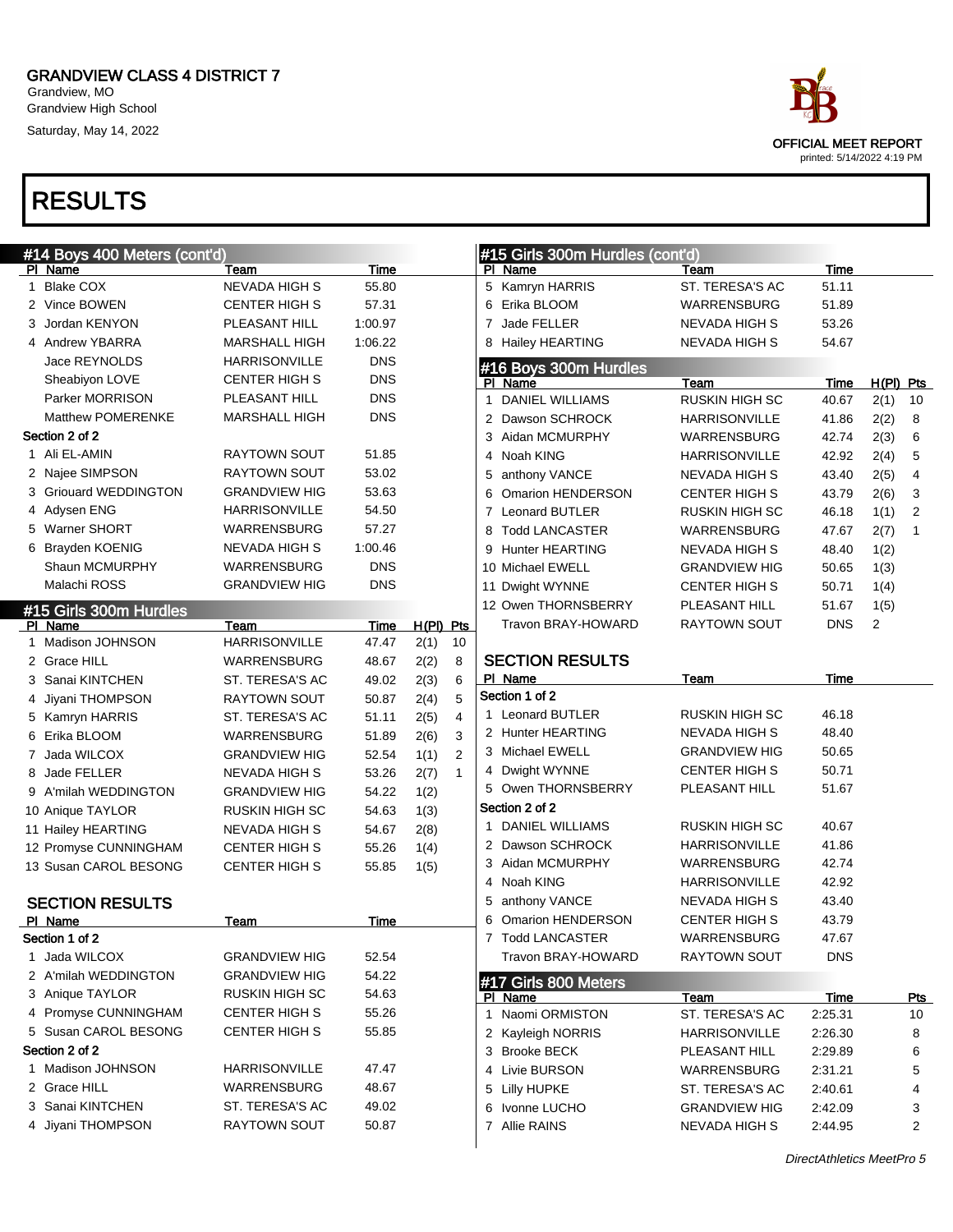# GRANDVIEW CLASS 4 DISTRICT 7

Grandview, MO
Grandview High School
Saturday, May 14, 2022

OFFICIAL MEET REPORT
printed: 5/14/2022 4:19 PM

# RESULTS

## #14 Boys 400 Meters (cont'd)

| Pl | Name | Team | Time |
|---|---|---|---|
| 1 | Blake COX | NEVADA HIGH S | 55.80 |
| 2 | Vince BOWEN | CENTER HIGH S | 57.31 |
| 3 | Jordan KENYON | PLEASANT HILL | 1:00.97 |
| 4 | Andrew YBARRA | MARSHALL HIGH | 1:06.22 |
| | Jace REYNOLDS | HARRISONVILLE | DNS |
| | Sheabiyon LOVE | CENTER HIGH S | DNS |
| | Parker MORRISON | PLEASANT HILL | DNS |
| | Matthew POMERENKE | MARSHALL HIGH | DNS |
| **Section 2 of 2** | | | |
| 1 | Ali EL-AMIN | RAYTOWN SOUT | 51.85 |
| 2 | Najee SIMPSON | RAYTOWN SOUT | 53.02 |
| 3 | Griouard WEDDINGTON | GRANDVIEW HIG | 53.63 |
| 4 | Adysen ENG | HARRISONVILLE | 54.50 |
| 5 | Warner SHORT | WARRENSBURG | 57.27 |
| 6 | Brayden KOENIG | NEVADA HIGH S | 1:00.46 |
| | Shaun MCMURPHY | WARRENSBURG | DNS |
| | Malachi ROSS | GRANDVIEW HIG | DNS |

## #15 Girls 300m Hurdles

| Pl | Name | Team | Time | H(Pl) | Pts |
|---|---|---|---|---|---|
| 1 | Madison JOHNSON | HARRISONVILLE | 47.47 | 2(1) | 10 |
| 2 | Grace HILL | WARRENSBURG | 48.67 | 2(2) | 8 |
| 3 | Sanai KINTCHEN | ST. TERESA'S AC | 49.02 | 2(3) | 6 |
| 4 | Jiyani THOMPSON | RAYTOWN SOUT | 50.87 | 2(4) | 5 |
| 5 | Kamryn HARRIS | ST. TERESA'S AC | 51.11 | 2(5) | 4 |
| 6 | Erika BLOOM | WARRENSBURG | 51.89 | 2(6) | 3 |
| 7 | Jada WILCOX | GRANDVIEW HIG | 52.54 | 1(1) | 2 |
| 8 | Jade FELLER | NEVADA HIGH S | 53.26 | 2(7) | 1 |
| 9 | A'milah WEDDINGTON | GRANDVIEW HIG | 54.22 | 1(2) | |
| 10 | Anique TAYLOR | RUSKIN HIGH SC | 54.63 | 1(3) | |
| 11 | Hailey HEARTING | NEVADA HIGH S | 54.67 | 2(8) | |
| 12 | Promyse CUNNINGHAM | CENTER HIGH S | 55.26 | 1(4) | |
| 13 | Susan CAROL BESONG | CENTER HIGH S | 55.85 | 1(5) | |

### SECTION RESULTS

| Pl | Name | Team | Time |
|---|---|---|---|
| **Section 1 of 2** | | | |
| 1 | Jada WILCOX | GRANDVIEW HIG | 52.54 |
| 2 | A'milah WEDDINGTON | GRANDVIEW HIG | 54.22 |
| 3 | Anique TAYLOR | RUSKIN HIGH SC | 54.63 |
| 4 | Promyse CUNNINGHAM | CENTER HIGH S | 55.26 |
| 5 | Susan CAROL BESONG | CENTER HIGH S | 55.85 |
| **Section 2 of 2** | | | |
| 1 | Madison JOHNSON | HARRISONVILLE | 47.47 |
| 2 | Grace HILL | WARRENSBURG | 48.67 |
| 3 | Sanai KINTCHEN | ST. TERESA'S AC | 49.02 |
| 4 | Jiyani THOMPSON | RAYTOWN SOUT | 50.87 |

## #15 Girls 300m Hurdles (cont'd)

| Pl | Name | Team | Time |
|---|---|---|---|
| 5 | Kamryn HARRIS | ST. TERESA'S AC | 51.11 |
| 6 | Erika BLOOM | WARRENSBURG | 51.89 |
| 7 | Jade FELLER | NEVADA HIGH S | 53.26 |
| 8 | Hailey HEARTING | NEVADA HIGH S | 54.67 |

## #16 Boys 300m Hurdles

| Pl | Name | Team | Time | H(Pl) | Pts |
|---|---|---|---|---|---|
| 1 | DANIEL WILLIAMS | RUSKIN HIGH SC | 40.67 | 2(1) | 10 |
| 2 | Dawson SCHROCK | HARRISONVILLE | 41.86 | 2(2) | 8 |
| 3 | Aidan MCMURPHY | WARRENSBURG | 42.74 | 2(3) | 6 |
| 4 | Noah KING | HARRISONVILLE | 42.92 | 2(4) | 5 |
| 5 | anthony VANCE | NEVADA HIGH S | 43.40 | 2(5) | 4 |
| 6 | Omarion HENDERSON | CENTER HIGH S | 43.79 | 2(6) | 3 |
| 7 | Leonard BUTLER | RUSKIN HIGH SC | 46.18 | 1(1) | 2 |
| 8 | Todd LANCASTER | WARRENSBURG | 47.67 | 2(7) | 1 |
| 9 | Hunter HEARTING | NEVADA HIGH S | 48.40 | 1(2) | |
| 10 | Michael EWELL | GRANDVIEW HIG | 50.65 | 1(3) | |
| 11 | Dwight WYNNE | CENTER HIGH S | 50.71 | 1(4) | |
| 12 | Owen THORNSBERRY | PLEASANT HILL | 51.67 | 1(5) | |
| | Travon BRAY-HOWARD | RAYTOWN SOUT | DNS | 2 | |

### SECTION RESULTS

| Pl | Name | Team | Time |
|---|---|---|---|
| **Section 1 of 2** | | | |
| 1 | Leonard BUTLER | RUSKIN HIGH SC | 46.18 |
| 2 | Hunter HEARTING | NEVADA HIGH S | 48.40 |
| 3 | Michael EWELL | GRANDVIEW HIG | 50.65 |
| 4 | Dwight WYNNE | CENTER HIGH S | 50.71 |
| 5 | Owen THORNSBERRY | PLEASANT HILL | 51.67 |
| **Section 2 of 2** | | | |
| 1 | DANIEL WILLIAMS | RUSKIN HIGH SC | 40.67 |
| 2 | Dawson SCHROCK | HARRISONVILLE | 41.86 |
| 3 | Aidan MCMURPHY | WARRENSBURG | 42.74 |
| 4 | Noah KING | HARRISONVILLE | 42.92 |
| 5 | anthony VANCE | NEVADA HIGH S | 43.40 |
| 6 | Omarion HENDERSON | CENTER HIGH S | 43.79 |
| 7 | Todd LANCASTER | WARRENSBURG | 47.67 |
| | Travon BRAY-HOWARD | RAYTOWN SOUT | DNS |

## #17 Girls 800 Meters

| Pl | Name | Team | Time | Pts |
|---|---|---|---|---|
| 1 | Naomi ORMISTON | ST. TERESA'S AC | 2:25.31 | 10 |
| 2 | Kayleigh NORRIS | HARRISONVILLE | 2:26.30 | 8 |
| 3 | Brooke BECK | PLEASANT HILL | 2:29.89 | 6 |
| 4 | Livie BURSON | WARRENSBURG | 2:31.21 | 5 |
| 5 | Lilly HUPKE | ST. TERESA'S AC | 2:40.61 | 4 |
| 6 | Ivonne LUCHO | GRANDVIEW HIG | 2:42.09 | 3 |
| 7 | Allie RAINS | NEVADA HIGH S | 2:44.95 | 2 |

*DirectAthletics MeetPro 5*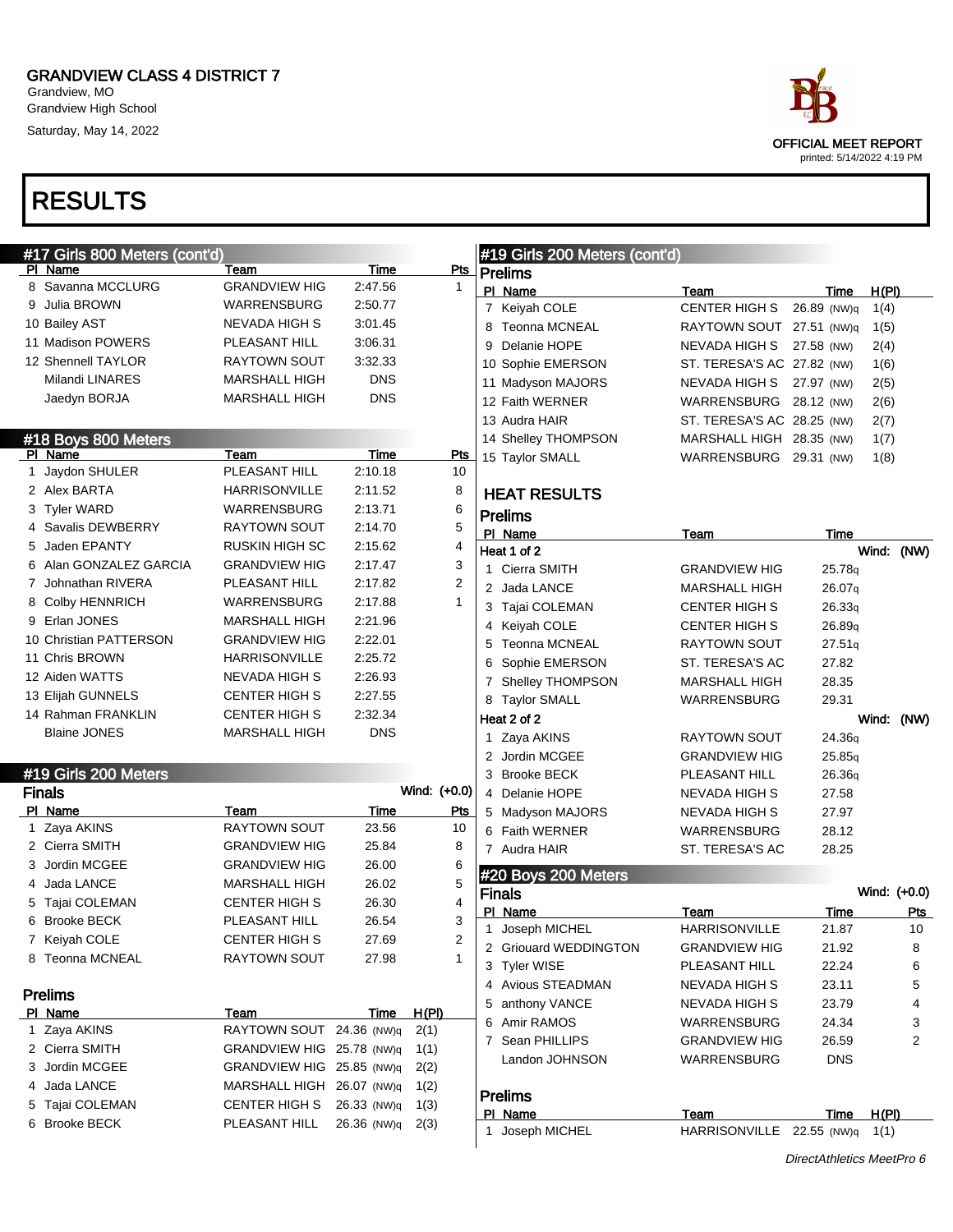# GRANDVIEW CLASS 4 DISTRICT 7

Grandview, MO
Grandview High School
Saturday, May 14, 2022

OFFICIAL MEET REPORT
printed: 5/14/2022 4:19 PM

# RESULTS

## #17 Girls 800 Meters (cont'd)

| Pl | Name | Team | Time | Pts |
|---|---|---|---|---|
| 8 | Savanna MCCLURG | GRANDVIEW HIG | 2:47.56 | 1 |
| 9 | Julia BROWN | WARRENSBURG | 2:50.77 | |
| 10 | Bailey AST | NEVADA HIGH S | 3:01.45 | |
| 11 | Madison POWERS | PLEASANT HILL | 3:06.31 | |
| 12 | Shennell TAYLOR | RAYTOWN SOUT | 3:32.33 | |
| | Milandi LINARES | MARSHALL HIGH | DNS | |
| | Jaedyn BORJA | MARSHALL HIGH | DNS | |

## #18 Boys 800 Meters

| Pl | Name | Team | Time | Pts |
|---|---|---|---|---|
| 1 | Jaydon SHULER | PLEASANT HILL | 2:10.18 | 10 |
| 2 | Alex BARTA | HARRISONVILLE | 2:11.52 | 8 |
| 3 | Tyler WARD | WARRENSBURG | 2:13.71 | 6 |
| 4 | Savalis DEWBERRY | RAYTOWN SOUT | 2:14.70 | 5 |
| 5 | Jaden EPANTY | RUSKIN HIGH SC | 2:15.62 | 4 |
| 6 | Alan GONZALEZ GARCIA | GRANDVIEW HIG | 2:17.47 | 3 |
| 7 | Johnathan RIVERA | PLEASANT HILL | 2:17.82 | 2 |
| 8 | Colby HENNRICH | WARRENSBURG | 2:17.88 | 1 |
| 9 | Erlan JONES | MARSHALL HIGH | 2:21.96 | |
| 10 | Christian PATTERSON | GRANDVIEW HIG | 2:22.01 | |
| 11 | Chris BROWN | HARRISONVILLE | 2:25.72 | |
| 12 | Aiden WATTS | NEVADA HIGH S | 2:26.93 | |
| 13 | Elijah GUNNELS | CENTER HIGH S | 2:27.55 | |
| 14 | Rahman FRANKLIN | CENTER HIGH S | 2:32.34 | |
| | Blaine JONES | MARSHALL HIGH | DNS | |

## #19 Girls 200 Meters

### Finals

Wind: (+0.0)

| Pl | Name | Team | Time | Pts |
|---|---|---|---|---|
| 1 | Zaya AKINS | RAYTOWN SOUT | 23.56 | 10 |
| 2 | Cierra SMITH | GRANDVIEW HIG | 25.84 | 8 |
| 3 | Jordin MCGEE | GRANDVIEW HIG | 26.00 | 6 |
| 4 | Jada LANCE | MARSHALL HIGH | 26.02 | 5 |
| 5 | Tajai COLEMAN | CENTER HIGH S | 26.30 | 4 |
| 6 | Brooke BECK | PLEASANT HILL | 26.54 | 3 |
| 7 | Keiyah COLE | CENTER HIGH S | 27.69 | 2 |
| 8 | Teonna MCNEAL | RAYTOWN SOUT | 27.98 | 1 |

### Prelims

| Pl | Name | Team | Time | H(Pl) |
|---|---|---|---|---|
| 1 | Zaya AKINS | RAYTOWN SOUT | 24.36 (NW)q | 2(1) |
| 2 | Cierra SMITH | GRANDVIEW HIG | 25.78 (NW)q | 1(1) |
| 3 | Jordin MCGEE | GRANDVIEW HIG | 25.85 (NW)q | 2(2) |
| 4 | Jada LANCE | MARSHALL HIGH | 26.07 (NW)q | 1(2) |
| 5 | Tajai COLEMAN | CENTER HIGH S | 26.33 (NW)q | 1(3) |
| 6 | Brooke BECK | PLEASANT HILL | 26.36 (NW)q | 2(3) |
| 7 | Keiyah COLE | CENTER HIGH S | 26.89 (NW)q | 1(4) |
| 8 | Teonna MCNEAL | RAYTOWN SOUT | 27.51 (NW)q | 1(5) |
| 9 | Delanie HOPE | NEVADA HIGH S | 27.58 (NW) | 2(4) |
| 10 | Sophie EMERSON | ST. TERESA'S AC | 27.82 (NW) | 1(6) |
| 11 | Madyson MAJORS | NEVADA HIGH S | 27.97 (NW) | 2(5) |
| 12 | Faith WERNER | WARRENSBURG | 28.12 (NW) | 2(6) |
| 13 | Audra HAIR | ST. TERESA'S AC | 28.25 (NW) | 2(7) |
| 14 | Shelley THOMPSON | MARSHALL HIGH | 28.35 (NW) | 1(7) |
| 15 | Taylor SMALL | WARRENSBURG | 29.31 (NW) | 1(8) |

### HEAT RESULTS

### Prelims

**Heat 1 of 2** — Wind: (NW)

| Pl | Name | Team | Time |
|---|---|---|---|
| 1 | Cierra SMITH | GRANDVIEW HIG | 25.78q |
| 2 | Jada LANCE | MARSHALL HIGH | 26.07q |
| 3 | Tajai COLEMAN | CENTER HIGH S | 26.33q |
| 4 | Keiyah COLE | CENTER HIGH S | 26.89q |
| 5 | Teonna MCNEAL | RAYTOWN SOUT | 27.51q |
| 6 | Sophie EMERSON | ST. TERESA'S AC | 27.82 |
| 7 | Shelley THOMPSON | MARSHALL HIGH | 28.35 |
| 8 | Taylor SMALL | WARRENSBURG | 29.31 |

**Heat 2 of 2** — Wind: (NW)

| Pl | Name | Team | Time |
|---|---|---|---|
| 1 | Zaya AKINS | RAYTOWN SOUT | 24.36q |
| 2 | Jordin MCGEE | GRANDVIEW HIG | 25.85q |
| 3 | Brooke BECK | PLEASANT HILL | 26.36q |
| 4 | Delanie HOPE | NEVADA HIGH S | 27.58 |
| 5 | Madyson MAJORS | NEVADA HIGH S | 27.97 |
| 6 | Faith WERNER | WARRENSBURG | 28.12 |
| 7 | Audra HAIR | ST. TERESA'S AC | 28.25 |

## #20 Boys 200 Meters

### Finals

Wind: (+0.0)

| Pl | Name | Team | Time | Pts |
|---|---|---|---|---|
| 1 | Joseph MICHEL | HARRISONVILLE | 21.87 | 10 |
| 2 | Griouard WEDDINGTON | GRANDVIEW HIG | 21.92 | 8 |
| 3 | Tyler WISE | PLEASANT HILL | 22.24 | 6 |
| 4 | Avious STEADMAN | NEVADA HIGH S | 23.11 | 5 |
| 5 | anthony VANCE | NEVADA HIGH S | 23.79 | 4 |
| 6 | Amir RAMOS | WARRENSBURG | 24.34 | 3 |
| 7 | Sean PHILLIPS | GRANDVIEW HIG | 26.59 | 2 |
| | Landon JOHNSON | WARRENSBURG | DNS | |

### Prelims

| Pl | Name | Team | Time | H(Pl) |
|---|---|---|---|---|
| 1 | Joseph MICHEL | HARRISONVILLE | 22.55 (NW)q | 1(1) |

DirectAthletics MeetPro 6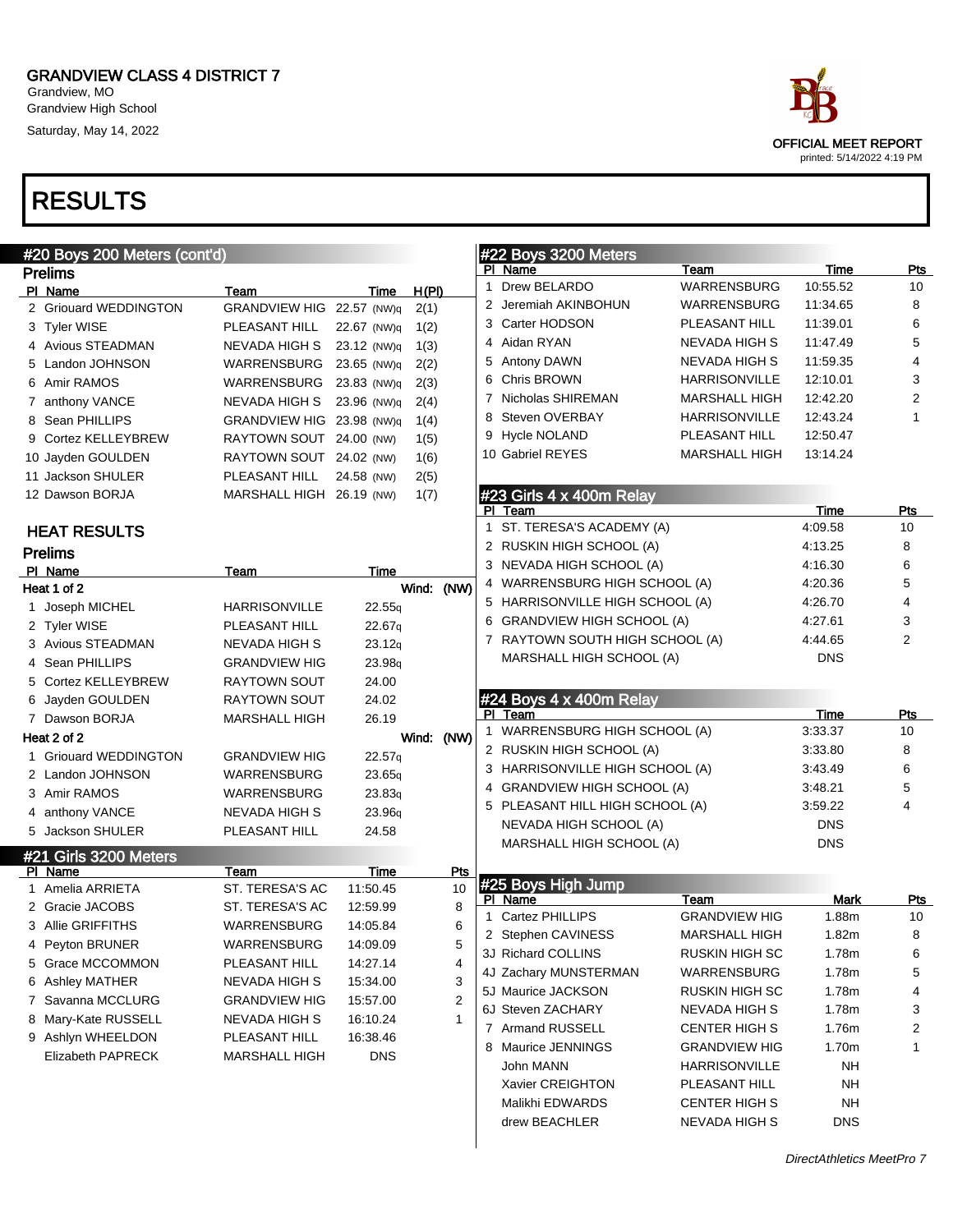# GRANDVIEW CLASS 4 DISTRICT 7

Grandview, MO
Grandview High School
Saturday, May 14, 2022

OFFICIAL MEET REPORT
printed: 5/14/2022 4:19 PM

# RESULTS

## #20 Boys 200 Meters (cont'd)

### Prelims

| Pl | Name | Team | Time | H(Pl) |
|---|---|---|---|---|
| 2 | Griouard WEDDINGTON | GRANDVIEW HIG | 22.57 (NW)q | 2(1) |
| 3 | Tyler WISE | PLEASANT HILL | 22.67 (NW)q | 1(2) |
| 4 | Avious STEADMAN | NEVADA HIGH S | 23.12 (NW)q | 1(3) |
| 5 | Landon JOHNSON | WARRENSBURG | 23.65 (NW)q | 2(2) |
| 6 | Amir RAMOS | WARRENSBURG | 23.83 (NW)q | 2(3) |
| 7 | anthony VANCE | NEVADA HIGH S | 23.96 (NW)q | 2(4) |
| 8 | Sean PHILLIPS | GRANDVIEW HIG | 23.98 (NW)q | 1(4) |
| 9 | Cortez KELLEYBREW | RAYTOWN SOUT | 24.00 (NW) | 1(5) |
| 10 | Jayden GOULDEN | RAYTOWN SOUT | 24.02 (NW) | 1(6) |
| 11 | Jackson SHULER | PLEASANT HILL | 24.58 (NW) | 2(5) |
| 12 | Dawson BORJA | MARSHALL HIGH | 26.19 (NW) | 1(7) |

### HEAT RESULTS

### Prelims

**Heat 1 of 2** Wind: (NW)

| Pl | Name | Team | Time |
|---|---|---|---|
| 1 | Joseph MICHEL | HARRISONVILLE | 22.55q |
| 2 | Tyler WISE | PLEASANT HILL | 22.67q |
| 3 | Avious STEADMAN | NEVADA HIGH S | 23.12q |
| 4 | Sean PHILLIPS | GRANDVIEW HIG | 23.98q |
| 5 | Cortez KELLEYBREW | RAYTOWN SOUT | 24.00 |
| 6 | Jayden GOULDEN | RAYTOWN SOUT | 24.02 |
| 7 | Dawson BORJA | MARSHALL HIGH | 26.19 |

**Heat 2 of 2** Wind: (NW)

| Pl | Name | Team | Time |
|---|---|---|---|
| 1 | Griouard WEDDINGTON | GRANDVIEW HIG | 22.57q |
| 2 | Landon JOHNSON | WARRENSBURG | 23.65q |
| 3 | Amir RAMOS | WARRENSBURG | 23.83q |
| 4 | anthony VANCE | NEVADA HIGH S | 23.96q |
| 5 | Jackson SHULER | PLEASANT HILL | 24.58 |

## #21 Girls 3200 Meters

| Pl | Name | Team | Time | Pts |
|---|---|---|---|---|
| 1 | Amelia ARRIETA | ST. TERESA'S AC | 11:50.45 | 10 |
| 2 | Gracie JACOBS | ST. TERESA'S AC | 12:59.99 | 8 |
| 3 | Allie GRIFFITHS | WARRENSBURG | 14:05.84 | 6 |
| 4 | Peyton BRUNER | WARRENSBURG | 14:09.09 | 5 |
| 5 | Grace MCCOMMON | PLEASANT HILL | 14:27.14 | 4 |
| 6 | Ashley MATHER | NEVADA HIGH S | 15:34.00 | 3 |
| 7 | Savanna MCCLURG | GRANDVIEW HIG | 15:57.00 | 2 |
| 8 | Mary-Kate RUSSELL | NEVADA HIGH S | 16:10.24 | 1 |
| 9 | Ashlyn WHEELDON | PLEASANT HILL | 16:38.46 | |
| | Elizabeth PAPRECK | MARSHALL HIGH | DNS | |

## #22 Boys 3200 Meters

| Pl | Name | Team | Time | Pts |
|---|---|---|---|---|
| 1 | Drew BELARDO | WARRENSBURG | 10:55.52 | 10 |
| 2 | Jeremiah AKINBOHUN | WARRENSBURG | 11:34.65 | 8 |
| 3 | Carter HODSON | PLEASANT HILL | 11:39.01 | 6 |
| 4 | Aidan RYAN | NEVADA HIGH S | 11:47.49 | 5 |
| 5 | Antony DAWN | NEVADA HIGH S | 11:59.35 | 4 |
| 6 | Chris BROWN | HARRISONVILLE | 12:10.01 | 3 |
| 7 | Nicholas SHIREMAN | MARSHALL HIGH | 12:42.20 | 2 |
| 8 | Steven OVERBAY | HARRISONVILLE | 12:43.24 | 1 |
| 9 | Hycle NOLAND | PLEASANT HILL | 12:50.47 | |
| 10 | Gabriel REYES | MARSHALL HIGH | 13:14.24 | |

## #23 Girls 4 x 400m Relay

| Pl | Team | Time | Pts |
|---|---|---|---|
| 1 | ST. TERESA'S ACADEMY (A) | 4:09.58 | 10 |
| 2 | RUSKIN HIGH SCHOOL (A) | 4:13.25 | 8 |
| 3 | NEVADA HIGH SCHOOL (A) | 4:16.30 | 6 |
| 4 | WARRENSBURG HIGH SCHOOL (A) | 4:20.36 | 5 |
| 5 | HARRISONVILLE HIGH SCHOOL (A) | 4:26.70 | 4 |
| 6 | GRANDVIEW HIGH SCHOOL (A) | 4:27.61 | 3 |
| 7 | RAYTOWN SOUTH HIGH SCHOOL (A) | 4:44.65 | 2 |
| | MARSHALL HIGH SCHOOL (A) | DNS | |

## #24 Boys 4 x 400m Relay

| Pl | Team | Time | Pts |
|---|---|---|---|
| 1 | WARRENSBURG HIGH SCHOOL (A) | 3:33.37 | 10 |
| 2 | RUSKIN HIGH SCHOOL (A) | 3:33.80 | 8 |
| 3 | HARRISONVILLE HIGH SCHOOL (A) | 3:43.49 | 6 |
| 4 | GRANDVIEW HIGH SCHOOL (A) | 3:48.21 | 5 |
| 5 | PLEASANT HILL HIGH SCHOOL (A) | 3:59.22 | 4 |
| | NEVADA HIGH SCHOOL (A) | DNS | |
| | MARSHALL HIGH SCHOOL (A) | DNS | |

## #25 Boys High Jump

| Pl | Name | Team | Mark | Pts |
|---|---|---|---|---|
| 1 | Cartez PHILLIPS | GRANDVIEW HIG | 1.88m | 10 |
| 2 | Stephen CAVINESS | MARSHALL HIGH | 1.82m | 8 |
| 3J | Richard COLLINS | RUSKIN HIGH SC | 1.78m | 6 |
| 4J | Zachary MUNSTERMAN | WARRENSBURG | 1.78m | 5 |
| 5J | Maurice JACKSON | RUSKIN HIGH SC | 1.78m | 4 |
| 6J | Steven ZACHARY | NEVADA HIGH S | 1.78m | 3 |
| 7 | Armand RUSSELL | CENTER HIGH S | 1.76m | 2 |
| 8 | Maurice JENNINGS | GRANDVIEW HIG | 1.70m | 1 |
| | John MANN | HARRISONVILLE | NH | |
| | Xavier CREIGHTON | PLEASANT HILL | NH | |
| | Malikhi EDWARDS | CENTER HIGH S | NH | |
| | drew BEACHLER | NEVADA HIGH S | DNS | |

*DirectAthletics MeetPro 7*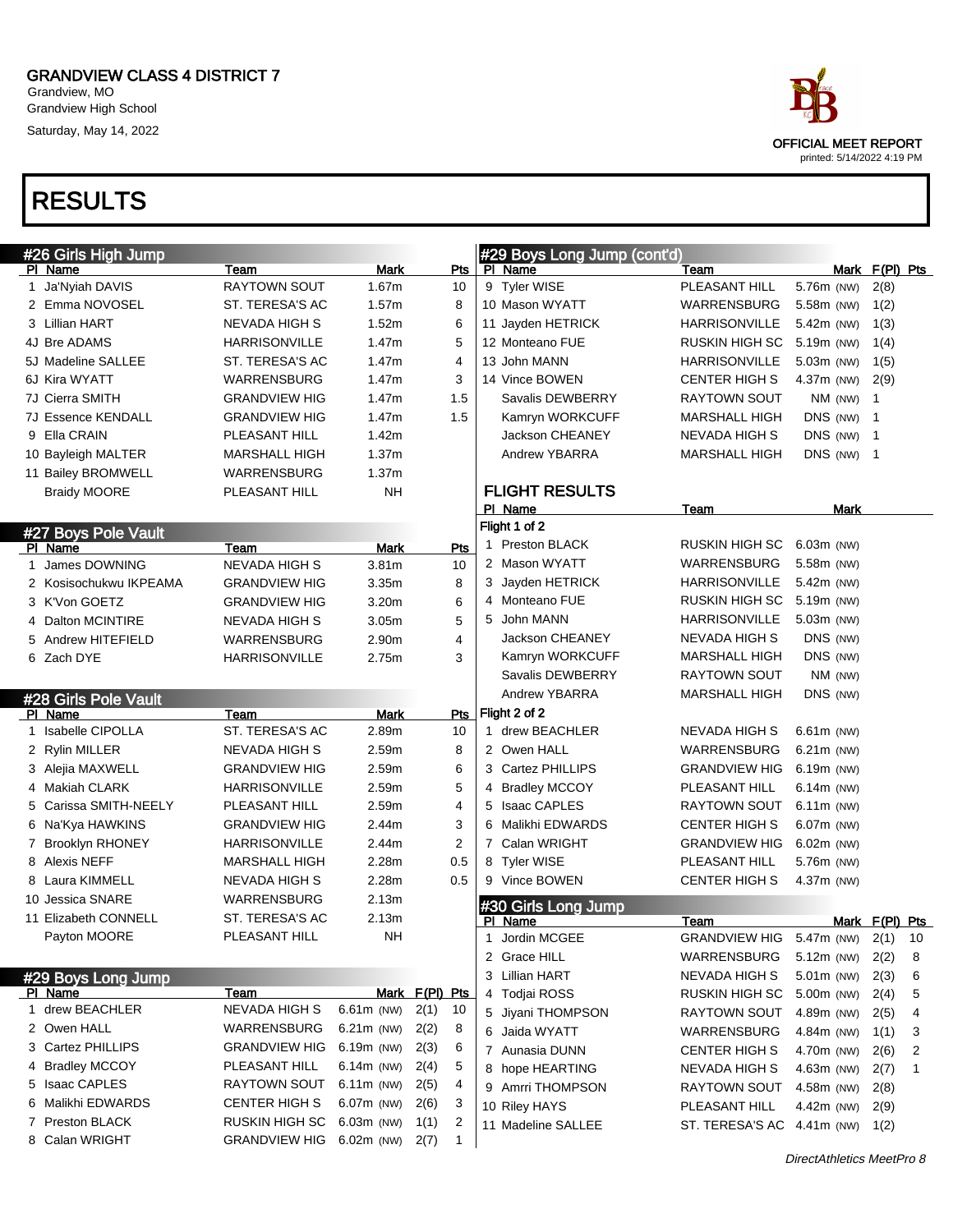# GRANDVIEW CLASS 4 DISTRICT 7

Grandview, MO
Grandview High School
Saturday, May 14, 2022

OFFICIAL MEET REPORT
printed: 5/14/2022 4:19 PM

# RESULTS

## #26 Girls High Jump

| Pl | Name | Team | Mark | Pts |
|---|---|---|---|---|
| 1 | Ja'Nyiah DAVIS | RAYTOWN SOUT | 1.67m | 10 |
| 2 | Emma NOVOSEL | ST. TERESA'S AC | 1.57m | 8 |
| 3 | Lillian HART | NEVADA HIGH S | 1.52m | 6 |
| 4J | Bre ADAMS | HARRISONVILLE | 1.47m | 5 |
| 5J | Madeline SALLEE | ST. TERESA'S AC | 1.47m | 4 |
| 6J | Kira WYATT | WARRENSBURG | 1.47m | 3 |
| 7J | Cierra SMITH | GRANDVIEW HIG | 1.47m | 1.5 |
| 7J | Essence KENDALL | GRANDVIEW HIG | 1.47m | 1.5 |
| 9 | Ella CRAIN | PLEASANT HILL | 1.42m | |
| 10 | Bayleigh MALTER | MARSHALL HIGH | 1.37m | |
| 11 | Bailey BROMWELL | WARRENSBURG | 1.37m | |
| | Braidy MOORE | PLEASANT HILL | NH | |

## #27 Boys Pole Vault

| Pl | Name | Team | Mark | Pts |
|---|---|---|---|---|
| 1 | James DOWNING | NEVADA HIGH S | 3.81m | 10 |
| 2 | Kosisochukwu IKPEAMA | GRANDVIEW HIG | 3.35m | 8 |
| 3 | K'Von GOETZ | GRANDVIEW HIG | 3.20m | 6 |
| 4 | Dalton MCINTIRE | NEVADA HIGH S | 3.05m | 5 |
| 5 | Andrew HITEFIELD | WARRENSBURG | 2.90m | 4 |
| 6 | Zach DYE | HARRISONVILLE | 2.75m | 3 |

## #28 Girls Pole Vault

| Pl | Name | Team | Mark | Pts |
|---|---|---|---|---|
| 1 | Isabelle CIPOLLA | ST. TERESA'S AC | 2.89m | 10 |
| 2 | Rylin MILLER | NEVADA HIGH S | 2.59m | 8 |
| 3 | Alejia MAXWELL | GRANDVIEW HIG | 2.59m | 6 |
| 4 | Makiah CLARK | HARRISONVILLE | 2.59m | 5 |
| 5 | Carissa SMITH-NEELY | PLEASANT HILL | 2.59m | 4 |
| 6 | Na'Kya HAWKINS | GRANDVIEW HIG | 2.44m | 3 |
| 7 | Brooklyn RHONEY | HARRISONVILLE | 2.44m | 2 |
| 8 | Alexis NEFF | MARSHALL HIGH | 2.28m | 0.5 |
| 8 | Laura KIMMELL | NEVADA HIGH S | 2.28m | 0.5 |
| 10 | Jessica SNARE | WARRENSBURG | 2.13m | |
| 11 | Elizabeth CONNELL | ST. TERESA'S AC | 2.13m | |
| | Payton MOORE | PLEASANT HILL | NH | |

## #29 Boys Long Jump

| Pl | Name | Team | Mark | F(Pl) | Pts |
|---|---|---|---|---|---|
| 1 | drew BEACHLER | NEVADA HIGH S | 6.61m (NW) | 2(1) | 10 |
| 2 | Owen HALL | WARRENSBURG | 6.21m (NW) | 2(2) | 8 |
| 3 | Cartez PHILLIPS | GRANDVIEW HIG | 6.19m (NW) | 2(3) | 6 |
| 4 | Bradley MCCOY | PLEASANT HILL | 6.14m (NW) | 2(4) | 5 |
| 5 | Isaac CAPLES | RAYTOWN SOUT | 6.11m (NW) | 2(5) | 4 |
| 6 | Malikhi EDWARDS | CENTER HIGH S | 6.07m (NW) | 2(6) | 3 |
| 7 | Preston BLACK | RUSKIN HIGH SC | 6.03m (NW) | 1(1) | 2 |
| 8 | Calan WRIGHT | GRANDVIEW HIG | 6.02m (NW) | 2(7) | 1 |
| 9 | Tyler WISE | PLEASANT HILL | 5.76m (NW) | 2(8) | |
| 10 | Mason WYATT | WARRENSBURG | 5.58m (NW) | 1(2) | |
| 11 | Jayden HETRICK | HARRISONVILLE | 5.42m (NW) | 1(3) | |
| 12 | Monteano FUE | RUSKIN HIGH SC | 5.19m (NW) | 1(4) | |
| 13 | John MANN | HARRISONVILLE | 5.03m (NW) | 1(5) | |
| 14 | Vince BOWEN | CENTER HIGH S | 4.37m (NW) | 2(9) | |
| | Savalis DEWBERRY | RAYTOWN SOUT | NM (NW) | 1 | |
| | Kamryn WORKCUFF | MARSHALL HIGH | DNS (NW) | 1 | |
| | Jackson CHEANEY | NEVADA HIGH S | DNS (NW) | 1 | |
| | Andrew YBARRA | MARSHALL HIGH | DNS (NW) | 1 | |

### FLIGHT RESULTS

| Pl | Name | Team | Mark |
|---|---|---|---|
| **Flight 1 of 2** | | | |
| 1 | Preston BLACK | RUSKIN HIGH SC | 6.03m (NW) |
| 2 | Mason WYATT | WARRENSBURG | 5.58m (NW) |
| 3 | Jayden HETRICK | HARRISONVILLE | 5.42m (NW) |
| 4 | Monteano FUE | RUSKIN HIGH SC | 5.19m (NW) |
| 5 | John MANN | HARRISONVILLE | 5.03m (NW) |
| | Jackson CHEANEY | NEVADA HIGH S | DNS (NW) |
| | Kamryn WORKCUFF | MARSHALL HIGH | DNS (NW) |
| | Savalis DEWBERRY | RAYTOWN SOUT | NM (NW) |
| | Andrew YBARRA | MARSHALL HIGH | DNS (NW) |
| **Flight 2 of 2** | | | |
| 1 | drew BEACHLER | NEVADA HIGH S | 6.61m (NW) |
| 2 | Owen HALL | WARRENSBURG | 6.21m (NW) |
| 3 | Cartez PHILLIPS | GRANDVIEW HIG | 6.19m (NW) |
| 4 | Bradley MCCOY | PLEASANT HILL | 6.14m (NW) |
| 5 | Isaac CAPLES | RAYTOWN SOUT | 6.11m (NW) |
| 6 | Malikhi EDWARDS | CENTER HIGH S | 6.07m (NW) |
| 7 | Calan WRIGHT | GRANDVIEW HIG | 6.02m (NW) |
| 8 | Tyler WISE | PLEASANT HILL | 5.76m (NW) |
| 9 | Vince BOWEN | CENTER HIGH S | 4.37m (NW) |

## #30 Girls Long Jump

| Pl | Name | Team | Mark | F(Pl) | Pts |
|---|---|---|---|---|---|
| 1 | Jordin MCGEE | GRANDVIEW HIG | 5.47m (NW) | 2(1) | 10 |
| 2 | Grace HILL | WARRENSBURG | 5.12m (NW) | 2(2) | 8 |
| 3 | Lillian HART | NEVADA HIGH S | 5.01m (NW) | 2(3) | 6 |
| 4 | Todjai ROSS | RUSKIN HIGH SC | 5.00m (NW) | 2(4) | 5 |
| 5 | Jiyani THOMPSON | RAYTOWN SOUT | 4.89m (NW) | 2(5) | 4 |
| 6 | Jaida WYATT | WARRENSBURG | 4.84m (NW) | 1(1) | 3 |
| 7 | Aunasia DUNN | CENTER HIGH S | 4.70m (NW) | 2(6) | 2 |
| 8 | hope HEARTING | NEVADA HIGH S | 4.63m (NW) | 2(7) | 1 |
| 9 | Amrri THOMPSON | RAYTOWN SOUT | 4.58m (NW) | 2(8) | |
| 10 | Riley HAYS | PLEASANT HILL | 4.42m (NW) | 2(9) | |
| 11 | Madeline SALLEE | ST. TERESA'S AC | 4.41m (NW) | 1(2) | |

DirectAthletics MeetPro 8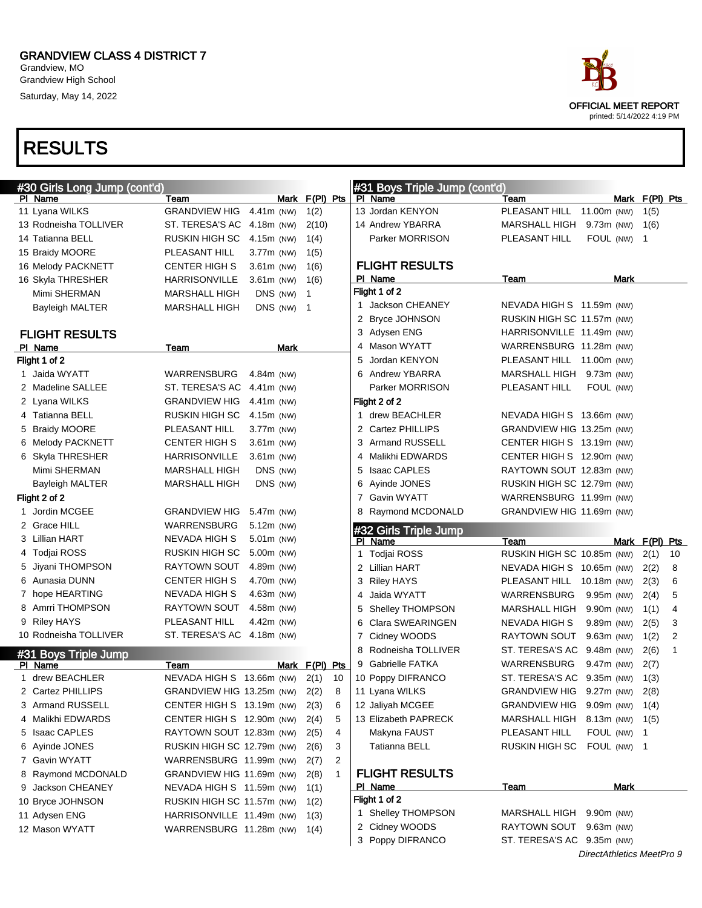# GRANDVIEW CLASS 4 DISTRICT 7

Grandview, MO
Grandview High School
Saturday, May 14, 2022

OFFICIAL MEET REPORT
printed: 5/14/2022 4:19 PM

# RESULTS

## #30 Girls Long Jump (cont'd)

| Pl | Name | Team | Mark | | F(Pl) | Pts |
|---|---|---|---|---|---|---|
| 11 | Lyana WILKS | GRANDVIEW HIG | 4.41m | (NW) | 1(2) | |
| 13 | Rodneisha TOLLIVER | ST. TERESA'S AC | 4.18m | (NW) | 2(10) | |
| 14 | Tatianna BELL | RUSKIN HIGH SC | 4.15m | (NW) | 1(4) | |
| 15 | Braidy MOORE | PLEASANT HILL | 3.77m | (NW) | 1(5) | |
| 16 | Melody PACKNETT | CENTER HIGH S | 3.61m | (NW) | 1(6) | |
| 16 | Skyla THRESHER | HARRISONVILLE | 3.61m | (NW) | 1(6) | |
| | Mimi SHERMAN | MARSHALL HIGH | DNS | (NW) | 1 | |
| | Bayleigh MALTER | MARSHALL HIGH | DNS | (NW) | 1 | |

### FLIGHT RESULTS

| Pl | Name | Team | Mark | |
|---|---|---|---|---|
| **Flight 1 of 2** | | | | |
| 1 | Jaida WYATT | WARRENSBURG | 4.84m | (NW) |
| 2 | Madeline SALLEE | ST. TERESA'S AC | 4.41m | (NW) |
| 2 | Lyana WILKS | GRANDVIEW HIG | 4.41m | (NW) |
| 4 | Tatianna BELL | RUSKIN HIGH SC | 4.15m | (NW) |
| 5 | Braidy MOORE | PLEASANT HILL | 3.77m | (NW) |
| 6 | Melody PACKNETT | CENTER HIGH S | 3.61m | (NW) |
| 6 | Skyla THRESHER | HARRISONVILLE | 3.61m | (NW) |
| | Mimi SHERMAN | MARSHALL HIGH | DNS | (NW) |
| | Bayleigh MALTER | MARSHALL HIGH | DNS | (NW) |
| **Flight 2 of 2** | | | | |
| 1 | Jordin MCGEE | GRANDVIEW HIG | 5.47m | (NW) |
| 2 | Grace HILL | WARRENSBURG | 5.12m | (NW) |
| 3 | Lillian HART | NEVADA HIGH S | 5.01m | (NW) |
| 4 | Todjai ROSS | RUSKIN HIGH SC | 5.00m | (NW) |
| 5 | Jiyani THOMPSON | RAYTOWN SOUT | 4.89m | (NW) |
| 6 | Aunasia DUNN | CENTER HIGH S | 4.70m | (NW) |
| 7 | hope HEARTING | NEVADA HIGH S | 4.63m | (NW) |
| 8 | Amrri THOMPSON | RAYTOWN SOUT | 4.58m | (NW) |
| 9 | Riley HAYS | PLEASANT HILL | 4.42m | (NW) |
| 10 | Rodneisha TOLLIVER | ST. TERESA'S AC | 4.18m | (NW) |

## #31 Boys Triple Jump

| Pl | Name | Team | Mark | | F(Pl) | Pts |
|---|---|---|---|---|---|---|
| 1 | drew BEACHLER | NEVADA HIGH S | 13.66m | (NW) | 2(1) | 10 |
| 2 | Cartez PHILLIPS | GRANDVIEW HIG | 13.25m | (NW) | 2(2) | 8 |
| 3 | Armand RUSSELL | CENTER HIGH S | 13.19m | (NW) | 2(3) | 6 |
| 4 | Malikhi EDWARDS | CENTER HIGH S | 12.90m | (NW) | 2(4) | 5 |
| 5 | Isaac CAPLES | RAYTOWN SOUT | 12.83m | (NW) | 2(5) | 4 |
| 6 | Ayinde JONES | RUSKIN HIGH SC | 12.79m | (NW) | 2(6) | 3 |
| 7 | Gavin WYATT | WARRENSBURG | 11.99m | (NW) | 2(7) | 2 |
| 8 | Raymond MCDONALD | GRANDVIEW HIG | 11.69m | (NW) | 2(8) | 1 |
| 9 | Jackson CHEANEY | NEVADA HIGH S | 11.59m | (NW) | 1(1) | |
| 10 | Bryce JOHNSON | RUSKIN HIGH SC | 11.57m | (NW) | 1(2) | |
| 11 | Adysen ENG | HARRISONVILLE | 11.49m | (NW) | 1(3) | |
| 12 | Mason WYATT | WARRENSBURG | 11.28m | (NW) | 1(4) | |
| 13 | Jordan KENYON | PLEASANT HILL | 11.00m | (NW) | 1(5) | |
| 14 | Andrew YBARRA | MARSHALL HIGH | 9.73m | (NW) | 1(6) | |
| | Parker MORRISON | PLEASANT HILL | FOUL | (NW) | 1 | |

### FLIGHT RESULTS

| Pl | Name | Team | Mark | |
|---|---|---|---|---|
| **Flight 1 of 2** | | | | |
| 1 | Jackson CHEANEY | NEVADA HIGH S | 11.59m | (NW) |
| 2 | Bryce JOHNSON | RUSKIN HIGH SC | 11.57m | (NW) |
| 3 | Adysen ENG | HARRISONVILLE | 11.49m | (NW) |
| 4 | Mason WYATT | WARRENSBURG | 11.28m | (NW) |
| 5 | Jordan KENYON | PLEASANT HILL | 11.00m | (NW) |
| 6 | Andrew YBARRA | MARSHALL HIGH | 9.73m | (NW) |
| | Parker MORRISON | PLEASANT HILL | FOUL | (NW) |
| **Flight 2 of 2** | | | | |
| 1 | drew BEACHLER | NEVADA HIGH S | 13.66m | (NW) |
| 2 | Cartez PHILLIPS | GRANDVIEW HIG | 13.25m | (NW) |
| 3 | Armand RUSSELL | CENTER HIGH S | 13.19m | (NW) |
| 4 | Malikhi EDWARDS | CENTER HIGH S | 12.90m | (NW) |
| 5 | Isaac CAPLES | RAYTOWN SOUT | 12.83m | (NW) |
| 6 | Ayinde JONES | RUSKIN HIGH SC | 12.79m | (NW) |
| 7 | Gavin WYATT | WARRENSBURG | 11.99m | (NW) |
| 8 | Raymond MCDONALD | GRANDVIEW HIG | 11.69m | (NW) |

## #32 Girls Triple Jump

| Pl | Name | Team | Mark | | F(Pl) | Pts |
|---|---|---|---|---|---|---|
| 1 | Todjai ROSS | RUSKIN HIGH SC | 10.85m | (NW) | 2(1) | 10 |
| 2 | Lillian HART | NEVADA HIGH S | 10.65m | (NW) | 2(2) | 8 |
| 3 | Riley HAYS | PLEASANT HILL | 10.18m | (NW) | 2(3) | 6 |
| 4 | Jaida WYATT | WARRENSBURG | 9.95m | (NW) | 2(4) | 5 |
| 5 | Shelley THOMPSON | MARSHALL HIGH | 9.90m | (NW) | 1(1) | 4 |
| 6 | Clara SWEARINGEN | NEVADA HIGH S | 9.89m | (NW) | 2(5) | 3 |
| 7 | Cidney WOODS | RAYTOWN SOUT | 9.63m | (NW) | 1(2) | 2 |
| 8 | Rodneisha TOLLIVER | ST. TERESA'S AC | 9.48m | (NW) | 2(6) | 1 |
| 9 | Gabrielle FATKA | WARRENSBURG | 9.47m | (NW) | 2(7) | |
| 10 | Poppy DIFRANCO | ST. TERESA'S AC | 9.35m | (NW) | 1(3) | |
| 11 | Lyana WILKS | GRANDVIEW HIG | 9.27m | (NW) | 2(8) | |
| 12 | Jaliyah MCGEE | GRANDVIEW HIG | 9.09m | (NW) | 1(4) | |
| 13 | Elizabeth PAPRECK | MARSHALL HIGH | 8.13m | (NW) | 1(5) | |
| | Makyna FAUST | PLEASANT HILL | FOUL | (NW) | 1 | |
| | Tatianna BELL | RUSKIN HIGH SC | FOUL | (NW) | 1 | |

### FLIGHT RESULTS

| Pl | Name | Team | Mark | |
|---|---|---|---|---|
| **Flight 1 of 2** | | | | |
| 1 | Shelley THOMPSON | MARSHALL HIGH | 9.90m | (NW) |
| 2 | Cidney WOODS | RAYTOWN SOUT | 9.63m | (NW) |
| 3 | Poppy DIFRANCO | ST. TERESA'S AC | 9.35m | (NW) |

*DirectAthletics MeetPro 9*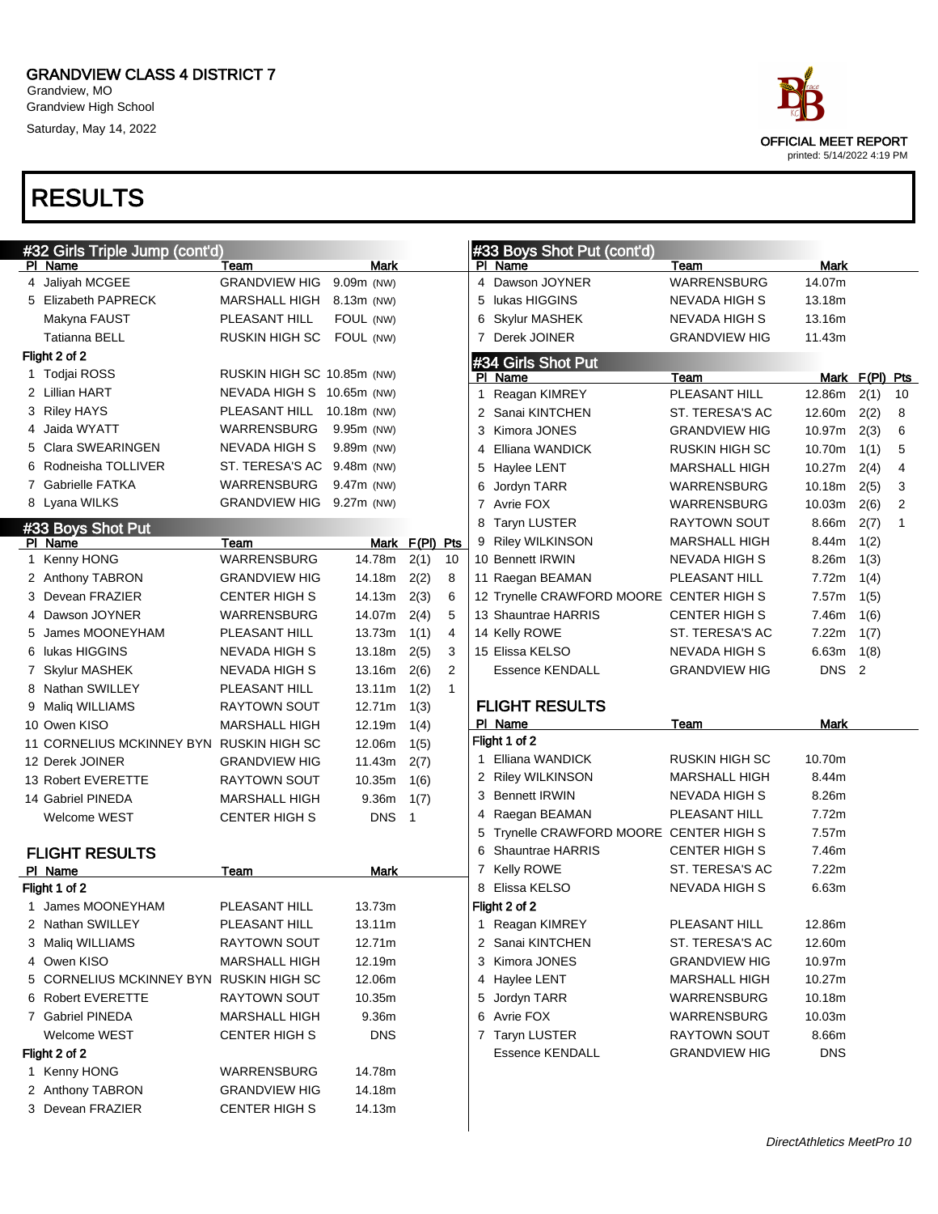# GRANDVIEW CLASS 4 DISTRICT 7

Grandview, MO
Grandview High School
Saturday, May 14, 2022

OFFICIAL MEET REPORT
printed: 5/14/2022 4:19 PM

# RESULTS

## #32 Girls Triple Jump (cont'd)

| Pl | Name | Team | Mark |
|---|---|---|---|
| 4 | Jaliyah MCGEE | GRANDVIEW HIG | 9.09m (NW) |
| 5 | Elizabeth PAPRECK | MARSHALL HIGH | 8.13m (NW) |
| | Makyna FAUST | PLEASANT HILL | FOUL (NW) |
| | Tatianna BELL | RUSKIN HIGH SC | FOUL (NW) |
| **Flight 2 of 2** | | | |
| 1 | Todjai ROSS | RUSKIN HIGH SC | 10.85m (NW) |
| 2 | Lillian HART | NEVADA HIGH S | 10.65m (NW) |
| 3 | Riley HAYS | PLEASANT HILL | 10.18m (NW) |
| 4 | Jaida WYATT | WARRENSBURG | 9.95m (NW) |
| 5 | Clara SWEARINGEN | NEVADA HIGH S | 9.89m (NW) |
| 6 | Rodneisha TOLLIVER | ST. TERESA'S AC | 9.48m (NW) |
| 7 | Gabrielle FATKA | WARRENSBURG | 9.47m (NW) |
| 8 | Lyana WILKS | GRANDVIEW HIG | 9.27m (NW) |

## #33 Boys Shot Put

| Pl | Name | Team | Mark | F(Pl) | Pts |
|---|---|---|---|---|---|
| 1 | Kenny HONG | WARRENSBURG | 14.78m | 2(1) | 10 |
| 2 | Anthony TABRON | GRANDVIEW HIG | 14.18m | 2(2) | 8 |
| 3 | Devean FRAZIER | CENTER HIGH S | 14.13m | 2(3) | 6 |
| 4 | Dawson JOYNER | WARRENSBURG | 14.07m | 2(4) | 5 |
| 5 | James MOONEYHAM | PLEASANT HILL | 13.73m | 1(1) | 4 |
| 6 | Iukas HIGGINS | NEVADA HIGH S | 13.18m | 2(5) | 3 |
| 7 | Skylur MASHEK | NEVADA HIGH S | 13.16m | 2(6) | 2 |
| 8 | Nathan SWILLEY | PLEASANT HILL | 13.11m | 1(2) | 1 |
| 9 | Maliq WILLIAMS | RAYTOWN SOUT | 12.71m | 1(3) | |
| 10 | Owen KISO | MARSHALL HIGH | 12.19m | 1(4) | |
| 11 | CORNELIUS MCKINNEY BYN | RUSKIN HIGH SC | 12.06m | 1(5) | |
| 12 | Derek JOINER | GRANDVIEW HIG | 11.43m | 2(7) | |
| 13 | Robert EVERETTE | RAYTOWN SOUT | 10.35m | 1(6) | |
| 14 | Gabriel PINEDA | MARSHALL HIGH | 9.36m | 1(7) | |
| | Welcome WEST | CENTER HIGH S | DNS | 1 | |

### FLIGHT RESULTS

| Pl | Name | Team | Mark |
|---|---|---|---|
| **Flight 1 of 2** | | | |
| 1 | James MOONEYHAM | PLEASANT HILL | 13.73m |
| 2 | Nathan SWILLEY | PLEASANT HILL | 13.11m |
| 3 | Maliq WILLIAMS | RAYTOWN SOUT | 12.71m |
| 4 | Owen KISO | MARSHALL HIGH | 12.19m |
| 5 | CORNELIUS MCKINNEY BYN | RUSKIN HIGH SC | 12.06m |
| 6 | Robert EVERETTE | RAYTOWN SOUT | 10.35m |
| 7 | Gabriel PINEDA | MARSHALL HIGH | 9.36m |
| | Welcome WEST | CENTER HIGH S | DNS |
| **Flight 2 of 2** | | | |
| 1 | Kenny HONG | WARRENSBURG | 14.78m |
| 2 | Anthony TABRON | GRANDVIEW HIG | 14.18m |
| 3 | Devean FRAZIER | CENTER HIGH S | 14.13m |

## #33 Boys Shot Put (cont'd)

| Pl | Name | Team | Mark |
|---|---|---|---|
| 4 | Dawson JOYNER | WARRENSBURG | 14.07m |
| 5 | Iukas HIGGINS | NEVADA HIGH S | 13.18m |
| 6 | Skylur MASHEK | NEVADA HIGH S | 13.16m |
| 7 | Derek JOINER | GRANDVIEW HIG | 11.43m |

## #34 Girls Shot Put

| Pl | Name | Team | Mark | F(Pl) | Pts |
|---|---|---|---|---|---|
| 1 | Reagan KIMREY | PLEASANT HILL | 12.86m | 2(1) | 10 |
| 2 | Sanai KINTCHEN | ST. TERESA'S AC | 12.60m | 2(2) | 8 |
| 3 | Kimora JONES | GRANDVIEW HIG | 10.97m | 2(3) | 6 |
| 4 | Elliana WANDICK | RUSKIN HIGH SC | 10.70m | 1(1) | 5 |
| 5 | Haylee LENT | MARSHALL HIGH | 10.27m | 2(4) | 4 |
| 6 | Jordyn TARR | WARRENSBURG | 10.18m | 2(5) | 3 |
| 7 | Avrie FOX | WARRENSBURG | 10.03m | 2(6) | 2 |
| 8 | Taryn LUSTER | RAYTOWN SOUT | 8.66m | 2(7) | 1 |
| 9 | Riley WILKINSON | MARSHALL HIGH | 8.44m | 1(2) | |
| 10 | Bennett IRWIN | NEVADA HIGH S | 8.26m | 1(3) | |
| 11 | Raegan BEAMAN | PLEASANT HILL | 7.72m | 1(4) | |
| 12 | Trynelle CRAWFORD MOORE | CENTER HIGH S | 7.57m | 1(5) | |
| 13 | Shauntrae HARRIS | CENTER HIGH S | 7.46m | 1(6) | |
| 14 | Kelly ROWE | ST. TERESA'S AC | 7.22m | 1(7) | |
| 15 | Elissa KELSO | NEVADA HIGH S | 6.63m | 1(8) | |
| | Essence KENDALL | GRANDVIEW HIG | DNS | 2 | |

### FLIGHT RESULTS

| Pl | Name | Team | Mark |
|---|---|---|---|
| **Flight 1 of 2** | | | |
| 1 | Elliana WANDICK | RUSKIN HIGH SC | 10.70m |
| 2 | Riley WILKINSON | MARSHALL HIGH | 8.44m |
| 3 | Bennett IRWIN | NEVADA HIGH S | 8.26m |
| 4 | Raegan BEAMAN | PLEASANT HILL | 7.72m |
| 5 | Trynelle CRAWFORD MOORE | CENTER HIGH S | 7.57m |
| 6 | Shauntrae HARRIS | CENTER HIGH S | 7.46m |
| 7 | Kelly ROWE | ST. TERESA'S AC | 7.22m |
| 8 | Elissa KELSO | NEVADA HIGH S | 6.63m |
| **Flight 2 of 2** | | | |
| 1 | Reagan KIMREY | PLEASANT HILL | 12.86m |
| 2 | Sanai KINTCHEN | ST. TERESA'S AC | 12.60m |
| 3 | Kimora JONES | GRANDVIEW HIG | 10.97m |
| 4 | Haylee LENT | MARSHALL HIGH | 10.27m |
| 5 | Jordyn TARR | WARRENSBURG | 10.18m |
| 6 | Avrie FOX | WARRENSBURG | 10.03m |
| 7 | Taryn LUSTER | RAYTOWN SOUT | 8.66m |
| | Essence KENDALL | GRANDVIEW HIG | DNS |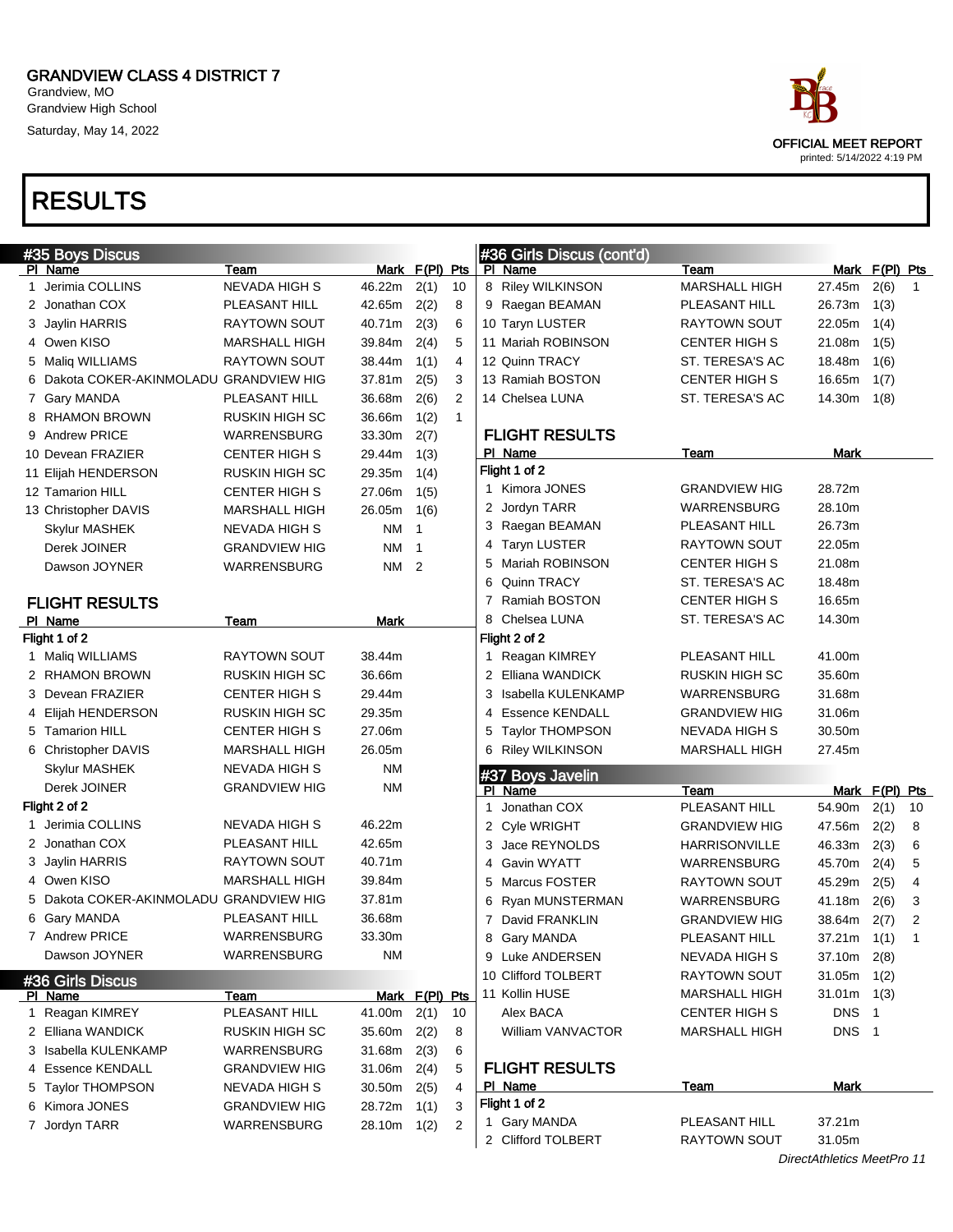GRANDVIEW CLASS 4 DISTRICT 7
Grandview, MO
Grandview High School
Saturday, May 14, 2022

OFFICIAL MEET REPORT
printed: 5/14/2022 4:19 PM

# RESULTS

## #35 Boys Discus

| Pl | Name | Team | Mark | F(Pl) | Pts |
|---|---|---|---|---|---|
| 1 | Jerimia COLLINS | NEVADA HIGH S | 46.22m | 2(1) | 10 |
| 2 | Jonathan COX | PLEASANT HILL | 42.65m | 2(2) | 8 |
| 3 | Jaylin HARRIS | RAYTOWN SOUT | 40.71m | 2(3) | 6 |
| 4 | Owen KISO | MARSHALL HIGH | 39.84m | 2(4) | 5 |
| 5 | Maliq WILLIAMS | RAYTOWN SOUT | 38.44m | 1(1) | 4 |
| 6 | Dakota COKER-AKINMOLADU | GRANDVIEW HIG | 37.81m | 2(5) | 3 |
| 7 | Gary MANDA | PLEASANT HILL | 36.68m | 2(6) | 2 |
| 8 | RHAMON BROWN | RUSKIN HIGH SC | 36.66m | 1(2) | 1 |
| 9 | Andrew PRICE | WARRENSBURG | 33.30m | 2(7) | |
| 10 | Devean FRAZIER | CENTER HIGH S | 29.44m | 1(3) | |
| 11 | Elijah HENDERSON | RUSKIN HIGH SC | 29.35m | 1(4) | |
| 12 | Tamarion HILL | CENTER HIGH S | 27.06m | 1(5) | |
| 13 | Christopher DAVIS | MARSHALL HIGH | 26.05m | 1(6) | |
| | Skylur MASHEK | NEVADA HIGH S | NM | 1 | |
| | Derek JOINER | GRANDVIEW HIG | NM | 1 | |
| | Dawson JOYNER | WARRENSBURG | NM | 2 | |

### FLIGHT RESULTS

| Pl | Name | Team | Mark |
|---|---|---|---|
| **Flight 1 of 2** | | | |
| 1 | Maliq WILLIAMS | RAYTOWN SOUT | 38.44m |
| 2 | RHAMON BROWN | RUSKIN HIGH SC | 36.66m |
| 3 | Devean FRAZIER | CENTER HIGH S | 29.44m |
| 4 | Elijah HENDERSON | RUSKIN HIGH SC | 29.35m |
| 5 | Tamarion HILL | CENTER HIGH S | 27.06m |
| 6 | Christopher DAVIS | MARSHALL HIGH | 26.05m |
| | Skylur MASHEK | NEVADA HIGH S | NM |
| | Derek JOINER | GRANDVIEW HIG | NM |
| **Flight 2 of 2** | | | |
| 1 | Jerimia COLLINS | NEVADA HIGH S | 46.22m |
| 2 | Jonathan COX | PLEASANT HILL | 42.65m |
| 3 | Jaylin HARRIS | RAYTOWN SOUT | 40.71m |
| 4 | Owen KISO | MARSHALL HIGH | 39.84m |
| 5 | Dakota COKER-AKINMOLADU | GRANDVIEW HIG | 37.81m |
| 6 | Gary MANDA | PLEASANT HILL | 36.68m |
| 7 | Andrew PRICE | WARRENSBURG | 33.30m |
| | Dawson JOYNER | WARRENSBURG | NM |

## #36 Girls Discus

| Pl | Name | Team | Mark | F(Pl) | Pts |
|---|---|---|---|---|---|
| 1 | Reagan KIMREY | PLEASANT HILL | 41.00m | 2(1) | 10 |
| 2 | Elliana WANDICK | RUSKIN HIGH SC | 35.60m | 2(2) | 8 |
| 3 | Isabella KULENKAMP | WARRENSBURG | 31.68m | 2(3) | 6 |
| 4 | Essence KENDALL | GRANDVIEW HIG | 31.06m | 2(4) | 5 |
| 5 | Taylor THOMPSON | NEVADA HIGH S | 30.50m | 2(5) | 4 |
| 6 | Kimora JONES | GRANDVIEW HIG | 28.72m | 1(1) | 3 |
| 7 | Jordyn TARR | WARRENSBURG | 28.10m | 1(2) | 2 |
| 8 | Riley WILKINSON | MARSHALL HIGH | 27.45m | 2(6) | 1 |
| 9 | Raegan BEAMAN | PLEASANT HILL | 26.73m | 1(3) | |
| 10 | Taryn LUSTER | RAYTOWN SOUT | 22.05m | 1(4) | |
| 11 | Mariah ROBINSON | CENTER HIGH S | 21.08m | 1(5) | |
| 12 | Quinn TRACY | ST. TERESA'S AC | 18.48m | 1(6) | |
| 13 | Ramiah BOSTON | CENTER HIGH S | 16.65m | 1(7) | |
| 14 | Chelsea LUNA | ST. TERESA'S AC | 14.30m | 1(8) | |

### FLIGHT RESULTS

| Pl | Name | Team | Mark |
|---|---|---|---|
| **Flight 1 of 2** | | | |
| 1 | Kimora JONES | GRANDVIEW HIG | 28.72m |
| 2 | Jordyn TARR | WARRENSBURG | 28.10m |
| 3 | Raegan BEAMAN | PLEASANT HILL | 26.73m |
| 4 | Taryn LUSTER | RAYTOWN SOUT | 22.05m |
| 5 | Mariah ROBINSON | CENTER HIGH S | 21.08m |
| 6 | Quinn TRACY | ST. TERESA'S AC | 18.48m |
| 7 | Ramiah BOSTON | CENTER HIGH S | 16.65m |
| 8 | Chelsea LUNA | ST. TERESA'S AC | 14.30m |
| **Flight 2 of 2** | | | |
| 1 | Reagan KIMREY | PLEASANT HILL | 41.00m |
| 2 | Elliana WANDICK | RUSKIN HIGH SC | 35.60m |
| 3 | Isabella KULENKAMP | WARRENSBURG | 31.68m |
| 4 | Essence KENDALL | GRANDVIEW HIG | 31.06m |
| 5 | Taylor THOMPSON | NEVADA HIGH S | 30.50m |
| 6 | Riley WILKINSON | MARSHALL HIGH | 27.45m |

## #37 Boys Javelin

| Pl | Name | Team | Mark | F(Pl) | Pts |
|---|---|---|---|---|---|
| 1 | Jonathan COX | PLEASANT HILL | 54.90m | 2(1) | 10 |
| 2 | Cyle WRIGHT | GRANDVIEW HIG | 47.56m | 2(2) | 8 |
| 3 | Jace REYNOLDS | HARRISONVILLE | 46.33m | 2(3) | 6 |
| 4 | Gavin WYATT | WARRENSBURG | 45.70m | 2(4) | 5 |
| 5 | Marcus FOSTER | RAYTOWN SOUT | 45.29m | 2(5) | 4 |
| 6 | Ryan MUNSTERMAN | WARRENSBURG | 41.18m | 2(6) | 3 |
| 7 | David FRANKLIN | GRANDVIEW HIG | 38.64m | 2(7) | 2 |
| 8 | Gary MANDA | PLEASANT HILL | 37.21m | 1(1) | 1 |
| 9 | Luke ANDERSEN | NEVADA HIGH S | 37.10m | 2(8) | |
| 10 | Clifford TOLBERT | RAYTOWN SOUT | 31.05m | 1(2) | |
| 11 | Kollin HUSE | MARSHALL HIGH | 31.01m | 1(3) | |
| | Alex BACA | CENTER HIGH S | DNS | 1 | |
| | William VANVACTOR | MARSHALL HIGH | DNS | 1 | |

### FLIGHT RESULTS

| Pl | Name | Team | Mark |
|---|---|---|---|
| **Flight 1 of 2** | | | |
| 1 | Gary MANDA | PLEASANT HILL | 37.21m |
| 2 | Clifford TOLBERT | RAYTOWN SOUT | 31.05m |

DirectAthletics MeetPro 11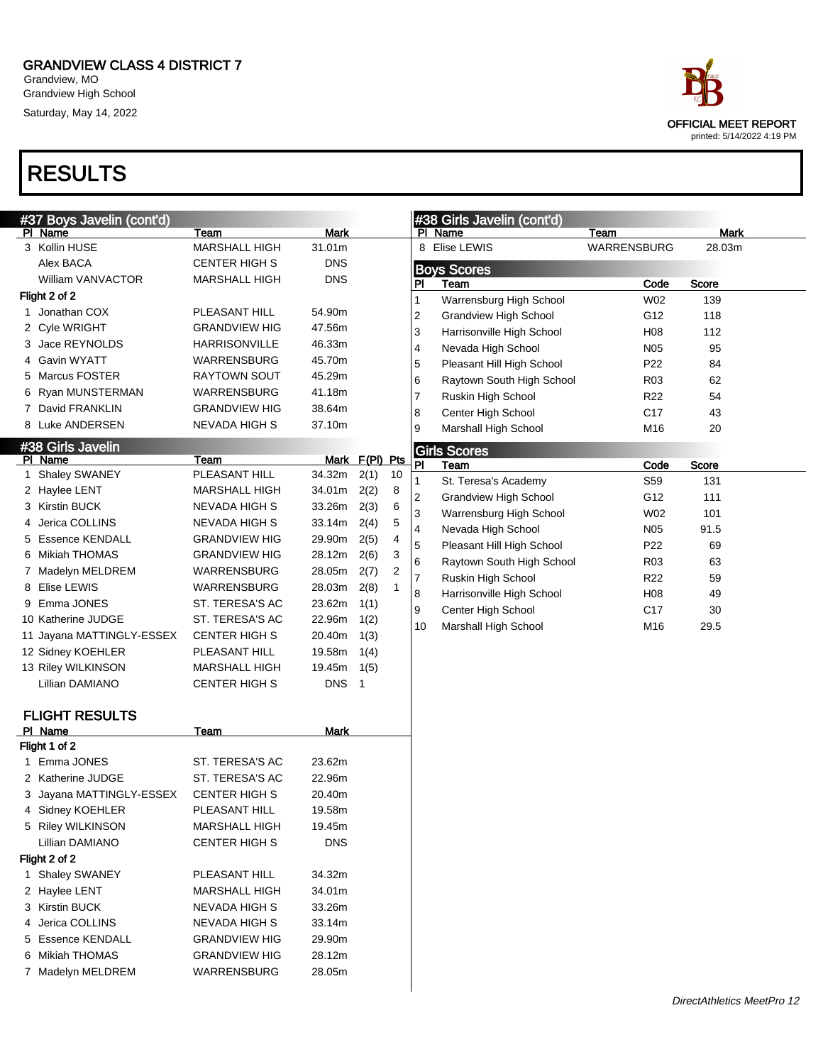# GRANDVIEW CLASS 4 DISTRICT 7

Grandview, MO
Grandview High School
Saturday, May 14, 2022

OFFICIAL MEET REPORT
printed: 5/14/2022 4:19 PM

# RESULTS

## #37 Boys Javelin (cont'd)

| Pl | Name | Team | Mark |
|---|---|---|---|
| 3 | Kollin HUSE | MARSHALL HIGH | 31.01m |
| | Alex BACA | CENTER HIGH S | DNS |
| | William VANVACTOR | MARSHALL HIGH | DNS |
| **Flight 2 of 2** | | | |
| 1 | Jonathan COX | PLEASANT HILL | 54.90m |
| 2 | Cyle WRIGHT | GRANDVIEW HIG | 47.56m |
| 3 | Jace REYNOLDS | HARRISONVILLE | 46.33m |
| 4 | Gavin WYATT | WARRENSBURG | 45.70m |
| 5 | Marcus FOSTER | RAYTOWN SOUT | 45.29m |
| 6 | Ryan MUNSTERMAN | WARRENSBURG | 41.18m |
| 7 | David FRANKLIN | GRANDVIEW HIG | 38.64m |
| 8 | Luke ANDERSEN | NEVADA HIGH S | 37.10m |

## #38 Girls Javelin

| Pl | Name | Team | Mark | F(Pl) | Pts |
|---|---|---|---|---|---|
| 1 | Shaley SWANEY | PLEASANT HILL | 34.32m | 2(1) | 10 |
| 2 | Haylee LENT | MARSHALL HIGH | 34.01m | 2(2) | 8 |
| 3 | Kirstin BUCK | NEVADA HIGH S | 33.26m | 2(3) | 6 |
| 4 | Jerica COLLINS | NEVADA HIGH S | 33.14m | 2(4) | 5 |
| 5 | Essence KENDALL | GRANDVIEW HIG | 29.90m | 2(5) | 4 |
| 6 | Mikiah THOMAS | GRANDVIEW HIG | 28.12m | 2(6) | 3 |
| 7 | Madelyn MELDREM | WARRENSBURG | 28.05m | 2(7) | 2 |
| 8 | Elise LEWIS | WARRENSBURG | 28.03m | 2(8) | 1 |
| 9 | Emma JONES | ST. TERESA'S AC | 23.62m | 1(1) | |
| 10 | Katherine JUDGE | ST. TERESA'S AC | 22.96m | 1(2) | |
| 11 | Jayana MATTINGLY-ESSEX | CENTER HIGH S | 20.40m | 1(3) | |
| 12 | Sidney KOEHLER | PLEASANT HILL | 19.58m | 1(4) | |
| 13 | Riley WILKINSON | MARSHALL HIGH | 19.45m | 1(5) | |
| | Lillian DAMIANO | CENTER HIGH S | DNS | 1 | |

### FLIGHT RESULTS

| Pl | Name | Team | Mark |
|---|---|---|---|
| **Flight 1 of 2** | | | |
| 1 | Emma JONES | ST. TERESA'S AC | 23.62m |
| 2 | Katherine JUDGE | ST. TERESA'S AC | 22.96m |
| 3 | Jayana MATTINGLY-ESSEX | CENTER HIGH S | 20.40m |
| 4 | Sidney KOEHLER | PLEASANT HILL | 19.58m |
| 5 | Riley WILKINSON | MARSHALL HIGH | 19.45m |
| | Lillian DAMIANO | CENTER HIGH S | DNS |
| **Flight 2 of 2** | | | |
| 1 | Shaley SWANEY | PLEASANT HILL | 34.32m |
| 2 | Haylee LENT | MARSHALL HIGH | 34.01m |
| 3 | Kirstin BUCK | NEVADA HIGH S | 33.26m |
| 4 | Jerica COLLINS | NEVADA HIGH S | 33.14m |
| 5 | Essence KENDALL | GRANDVIEW HIG | 29.90m |
| 6 | Mikiah THOMAS | GRANDVIEW HIG | 28.12m |
| 7 | Madelyn MELDREM | WARRENSBURG | 28.05m |

## #38 Girls Javelin (cont'd)

| Pl | Name | Team | Mark |
|---|---|---|---|
| 8 | Elise LEWIS | WARRENSBURG | 28.03m |

## Boys Scores

| Pl | Team | Code | Score |
|---|---|---|---|
| 1 | Warrensburg High School | W02 | 139 |
| 2 | Grandview High School | G12 | 118 |
| 3 | Harrisonville High School | H08 | 112 |
| 4 | Nevada High School | N05 | 95 |
| 5 | Pleasant Hill High School | P22 | 84 |
| 6 | Raytown South High School | R03 | 62 |
| 7 | Ruskin High School | R22 | 54 |
| 8 | Center High School | C17 | 43 |
| 9 | Marshall High School | M16 | 20 |

## Girls Scores

| Pl | Team | Code | Score |
|---|---|---|---|
| 1 | St. Teresa's Academy | S59 | 131 |
| 2 | Grandview High School | G12 | 111 |
| 3 | Warrensburg High School | W02 | 101 |
| 4 | Nevada High School | N05 | 91.5 |
| 5 | Pleasant Hill High School | P22 | 69 |
| 6 | Raytown South High School | R03 | 63 |
| 7 | Ruskin High School | R22 | 59 |
| 8 | Harrisonville High School | H08 | 49 |
| 9 | Center High School | C17 | 30 |
| 10 | Marshall High School | M16 | 29.5 |

*DirectAthletics MeetPro 12*